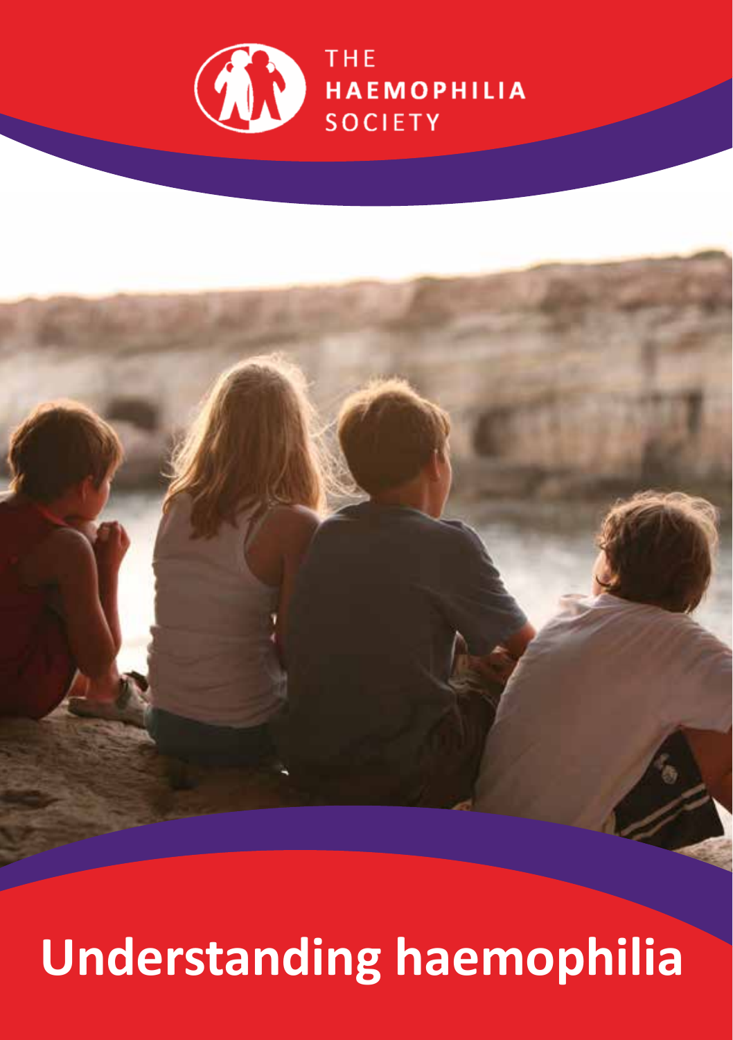THE HAEMOPHILIA SOCIETY

# Understanding haemophilia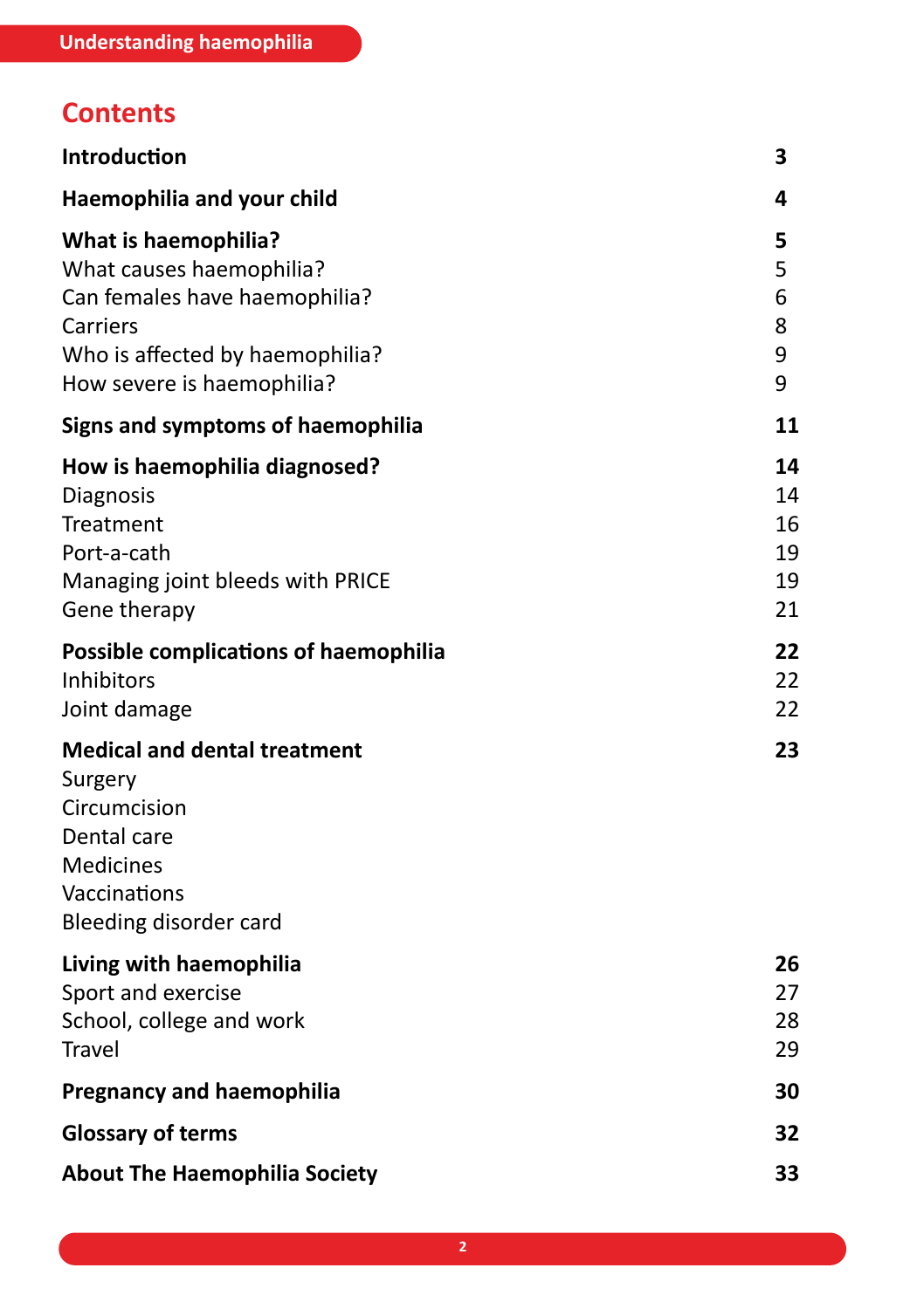## Contents

| | |
|---|---|
| **Introduction** | **3** |
| **Haemophilia and your child** | **4** |
| **What is haemophilia?** | **5** |
| What causes haemophilia? | 5 |
| Can females have haemophilia? | 6 |
| Carriers | 8 |
| Who is affected by haemophilia? | 9 |
| How severe is haemophilia? | 9 |
| **Signs and symptoms of haemophilia** | **11** |
| **How is haemophilia diagnosed?** | **14** |
| Diagnosis | 14 |
| Treatment | 16 |
| Port-a-cath | 19 |
| Managing joint bleeds with PRICE | 19 |
| Gene therapy | 21 |
| **Possible complications of haemophilia** | **22** |
| Inhibitors | 22 |
| Joint damage | 22 |
| **Medical and dental treatment** | **23** |
| Surgery | |
| Circumcision | |
| Dental care | |
| Medicines | |
| Vaccinations | |
| Bleeding disorder card | |
| **Living with haemophilia** | **26** |
| Sport and exercise | 27 |
| School, college and work | 28 |
| Travel | 29 |
| **Pregnancy and haemophilia** | **30** |
| **Glossary of terms** | **32** |
| **About The Haemophilia Society** | **33** |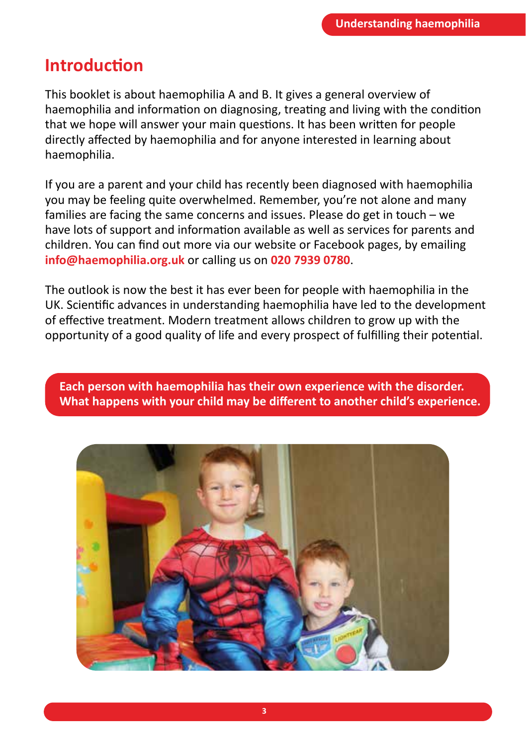## Introduction

This booklet is about haemophilia A and B. It gives a general overview of haemophilia and information on diagnosing, treating and living with the condition that we hope will answer your main questions. It has been written for people directly affected by haemophilia and for anyone interested in learning about haemophilia.

If you are a parent and your child has recently been diagnosed with haemophilia you may be feeling quite overwhelmed. Remember, you're not alone and many families are facing the same concerns and issues. Please do get in touch – we have lots of support and information available as well as services for parents and children. You can find out more via our website or Facebook pages, by emailing **info@haemophilia.org.uk** or calling us on **020 7939 0780**.

The outlook is now the best it has ever been for people with haemophilia in the UK. Scientific advances in understanding haemophilia have led to the development of effective treatment. Modern treatment allows children to grow up with the opportunity of a good quality of life and every prospect of fulfilling their potential.

**Each person with haemophilia has their own experience with the disorder. What happens with your child may be different to another child's experience.**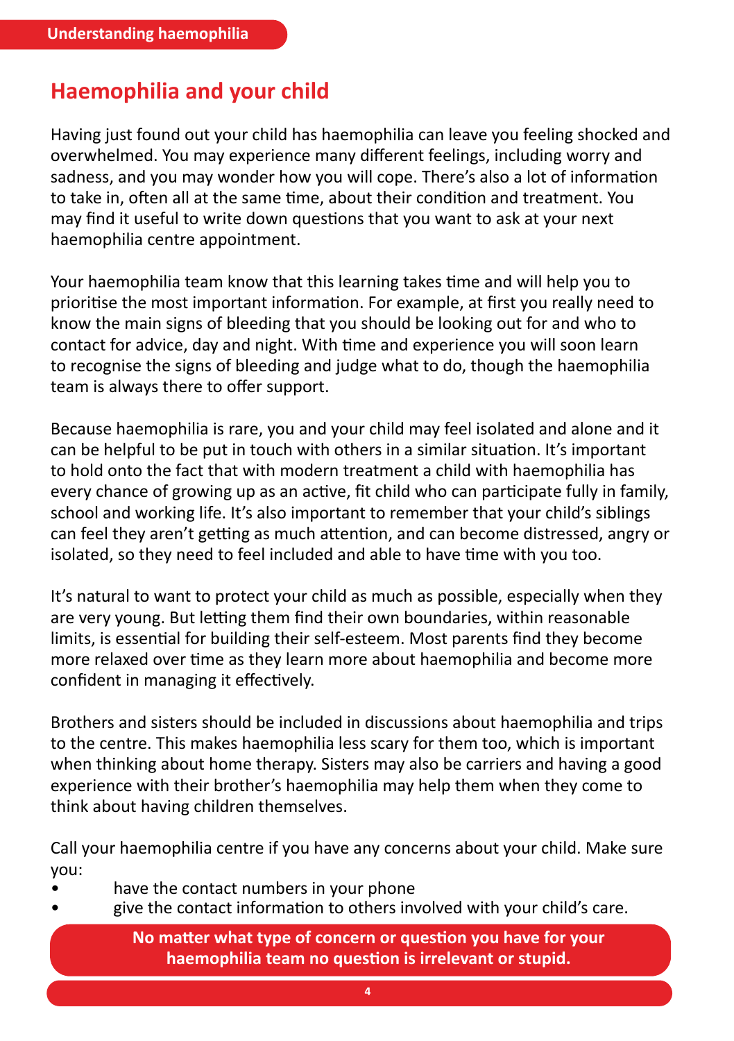## Haemophilia and your child

Having just found out your child has haemophilia can leave you feeling shocked and overwhelmed. You may experience many different feelings, including worry and sadness, and you may wonder how you will cope. There's also a lot of information to take in, often all at the same time, about their condition and treatment. You may find it useful to write down questions that you want to ask at your next haemophilia centre appointment.

Your haemophilia team know that this learning takes time and will help you to prioritise the most important information. For example, at first you really need to know the main signs of bleeding that you should be looking out for and who to contact for advice, day and night. With time and experience you will soon learn to recognise the signs of bleeding and judge what to do, though the haemophilia team is always there to offer support.

Because haemophilia is rare, you and your child may feel isolated and alone and it can be helpful to be put in touch with others in a similar situation. It's important to hold onto the fact that with modern treatment a child with haemophilia has every chance of growing up as an active, fit child who can participate fully in family, school and working life. It's also important to remember that your child's siblings can feel they aren't getting as much attention, and can become distressed, angry or isolated, so they need to feel included and able to have time with you too.

It's natural to want to protect your child as much as possible, especially when they are very young. But letting them find their own boundaries, within reasonable limits, is essential for building their self-esteem. Most parents find they become more relaxed over time as they learn more about haemophilia and become more confident in managing it effectively.

Brothers and sisters should be included in discussions about haemophilia and trips to the centre. This makes haemophilia less scary for them too, which is important when thinking about home therapy. Sisters may also be carriers and having a good experience with their brother's haemophilia may help them when they come to think about having children themselves.

Call your haemophilia centre if you have any concerns about your child. Make sure you:

- have the contact numbers in your phone
- give the contact information to others involved with your child's care.

**No matter what type of concern or question you have for your haemophilia team no question is irrelevant or stupid.**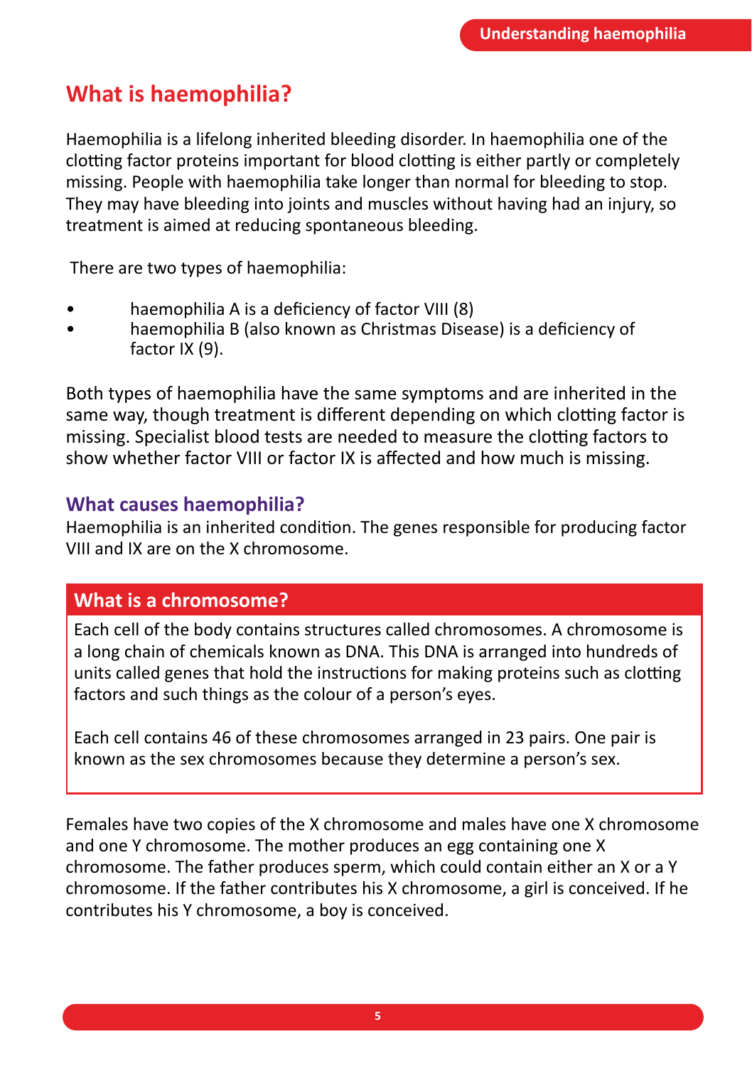# What is haemophilia?

Haemophilia is a lifelong inherited bleeding disorder. In haemophilia one of the clotting factor proteins important for blood clotting is either partly or completely missing. People with haemophilia take longer than normal for bleeding to stop. They may have bleeding into joints and muscles without having had an injury, so treatment is aimed at reducing spontaneous bleeding.

There are two types of haemophilia:

- haemophilia A is a deficiency of factor VIII (8)
- haemophilia B (also known as Christmas Disease) is a deficiency of factor IX (9).

Both types of haemophilia have the same symptoms and are inherited in the same way, though treatment is different depending on which clotting factor is missing. Specialist blood tests are needed to measure the clotting factors to show whether factor VIII or factor IX is affected and how much is missing.

## What causes haemophilia?

Haemophilia is an inherited condition. The genes responsible for producing factor VIII and IX are on the X chromosome.

### What is a chromosome?

Each cell of the body contains structures called chromosomes. A chromosome is a long chain of chemicals known as DNA. This DNA is arranged into hundreds of units called genes that hold the instructions for making proteins such as clotting factors and such things as the colour of a person's eyes.

Each cell contains 46 of these chromosomes arranged in 23 pairs. One pair is known as the sex chromosomes because they determine a person's sex.

Females have two copies of the X chromosome and males have one X chromosome and one Y chromosome. The mother produces an egg containing one X chromosome. The father produces sperm, which could contain either an X or a Y chromosome. If the father contributes his X chromosome, a girl is conceived. If he contributes his Y chromosome, a boy is conceived.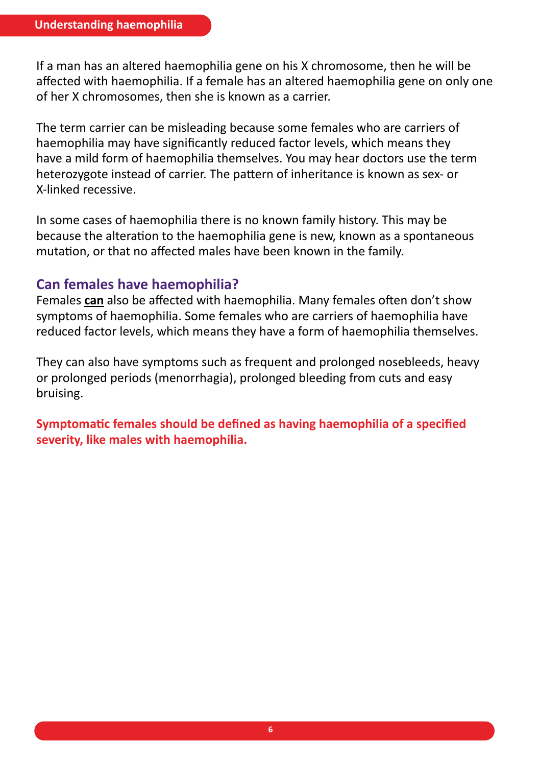If a man has an altered haemophilia gene on his X chromosome, then he will be affected with haemophilia. If a female has an altered haemophilia gene on only one of her X chromosomes, then she is known as a carrier.

The term carrier can be misleading because some females who are carriers of haemophilia may have significantly reduced factor levels, which means they have a mild form of haemophilia themselves. You may hear doctors use the term heterozygote instead of carrier. The pattern of inheritance is known as sex- or X-linked recessive.

In some cases of haemophilia there is no known family history. This may be because the alteration to the haemophilia gene is new, known as a spontaneous mutation, or that no affected males have been known in the family.

## Can females have haemophilia?

Females **can** also be affected with haemophilia. Many females often don't show symptoms of haemophilia. Some females who are carriers of haemophilia have reduced factor levels, which means they have a form of haemophilia themselves.

They can also have symptoms such as frequent and prolonged nosebleeds, heavy or prolonged periods (menorrhagia), prolonged bleeding from cuts and easy bruising.

**Symptomatic females should be defined as having haemophilia of a specified severity, like males with haemophilia.**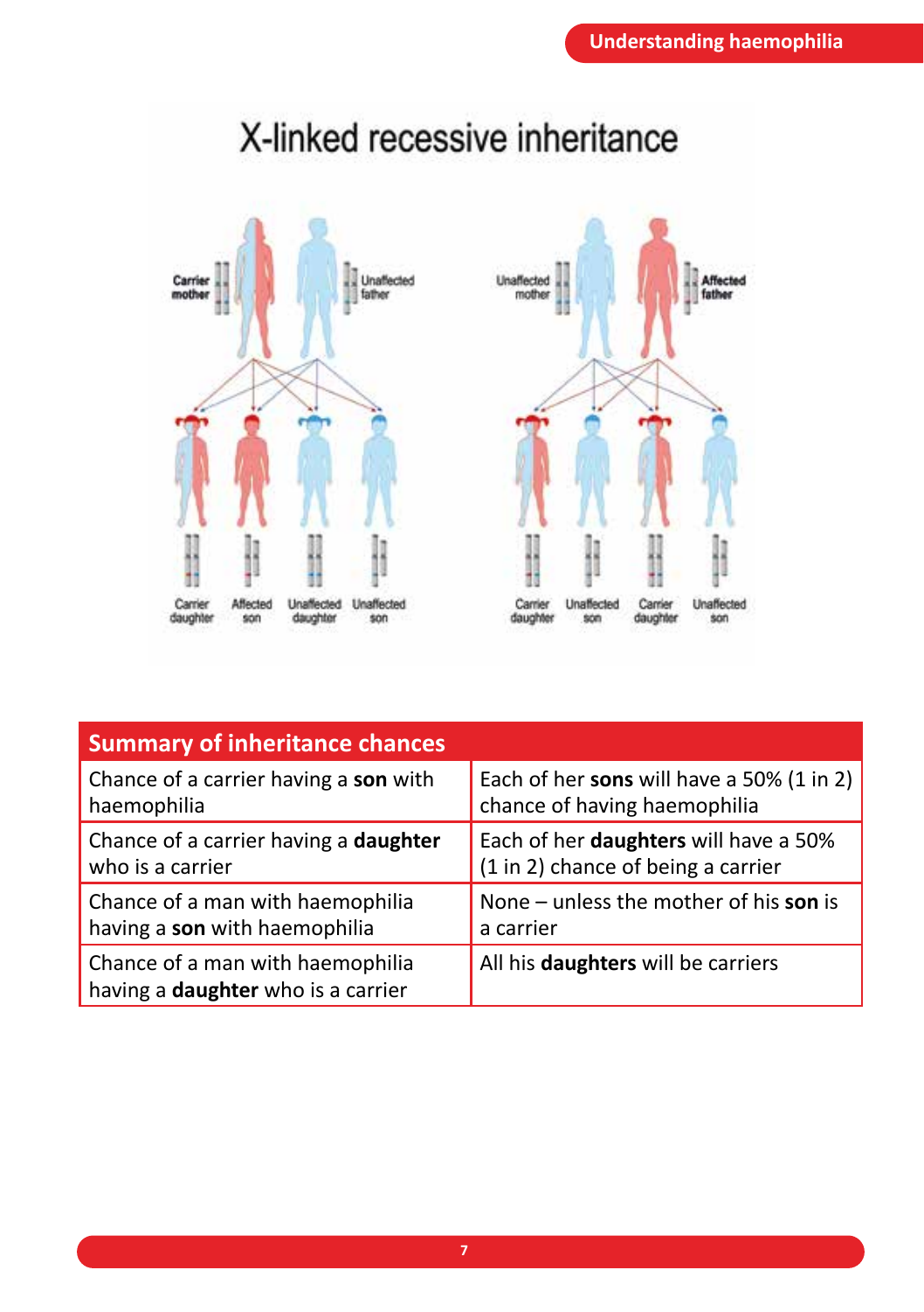# X-linked recessive inheritance

Carrier mother | Unaffected father

Carrier daughter | Affected son | Unaffected daughter | Unaffected son

Unaffected mother | Affected father

Carrier daughter | Unaffected son | Carrier daughter | Unaffected son

| Summary of inheritance chances | |
|---|---|
| Chance of a carrier having a **son** with haemophilia | Each of her **sons** will have a 50% (1 in 2) chance of having haemophilia |
| Chance of a carrier having a **daughter** who is a carrier | Each of her **daughters** will have a 50% (1 in 2) chance of being a carrier |
| Chance of a man with haemophilia having a **son** with haemophilia | None – unless the mother of his **son** is a carrier |
| Chance of a man with haemophilia having a **daughter** who is a carrier | All his **daughters** will be carriers |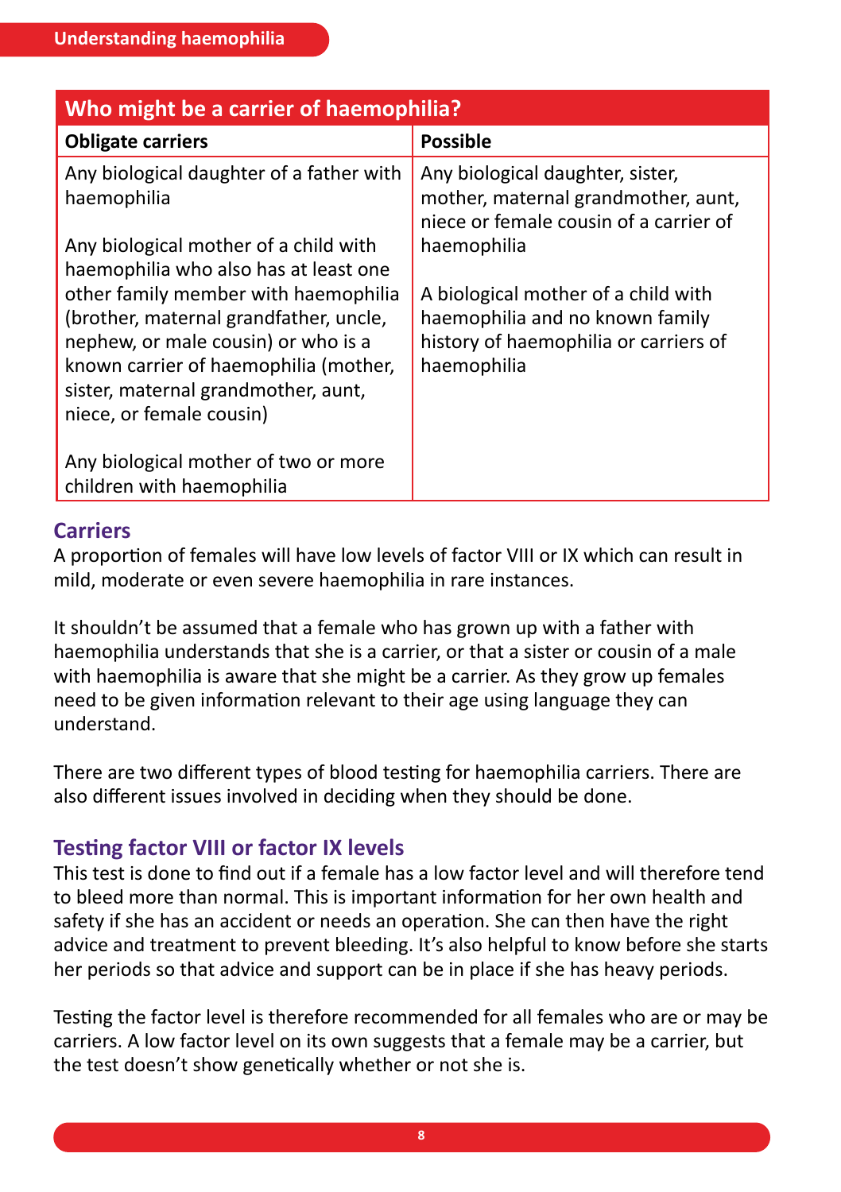| Who might be a carrier of haemophilia? | |
|---|---|
| **Obligate carriers** | **Possible** |
| Any biological daughter of a father with haemophilia<br><br>Any biological mother of a child with haemophilia who also has at least one other family member with haemophilia (brother, maternal grandfather, uncle, nephew, or male cousin) or who is a known carrier of haemophilia (mother, sister, maternal grandmother, aunt, niece, or female cousin)<br><br>Any biological mother of two or more children with haemophilia | Any biological daughter, sister, mother, maternal grandmother, aunt, niece or female cousin of a carrier of haemophilia<br><br>A biological mother of a child with haemophilia and no known family history of haemophilia or carriers of haemophilia |

## Carriers

A proportion of females will have low levels of factor VIII or IX which can result in mild, moderate or even severe haemophilia in rare instances.

It shouldn't be assumed that a female who has grown up with a father with haemophilia understands that she is a carrier, or that a sister or cousin of a male with haemophilia is aware that she might be a carrier. As they grow up females need to be given information relevant to their age using language they can understand.

There are two different types of blood testing for haemophilia carriers. There are also different issues involved in deciding when they should be done.

## Testing factor VIII or factor IX levels

This test is done to find out if a female has a low factor level and will therefore tend to bleed more than normal. This is important information for her own health and safety if she has an accident or needs an operation. She can then have the right advice and treatment to prevent bleeding. It's also helpful to know before she starts her periods so that advice and support can be in place if she has heavy periods.

Testing the factor level is therefore recommended for all females who are or may be carriers. A low factor level on its own suggests that a female may be a carrier, but the test doesn't show genetically whether or not she is.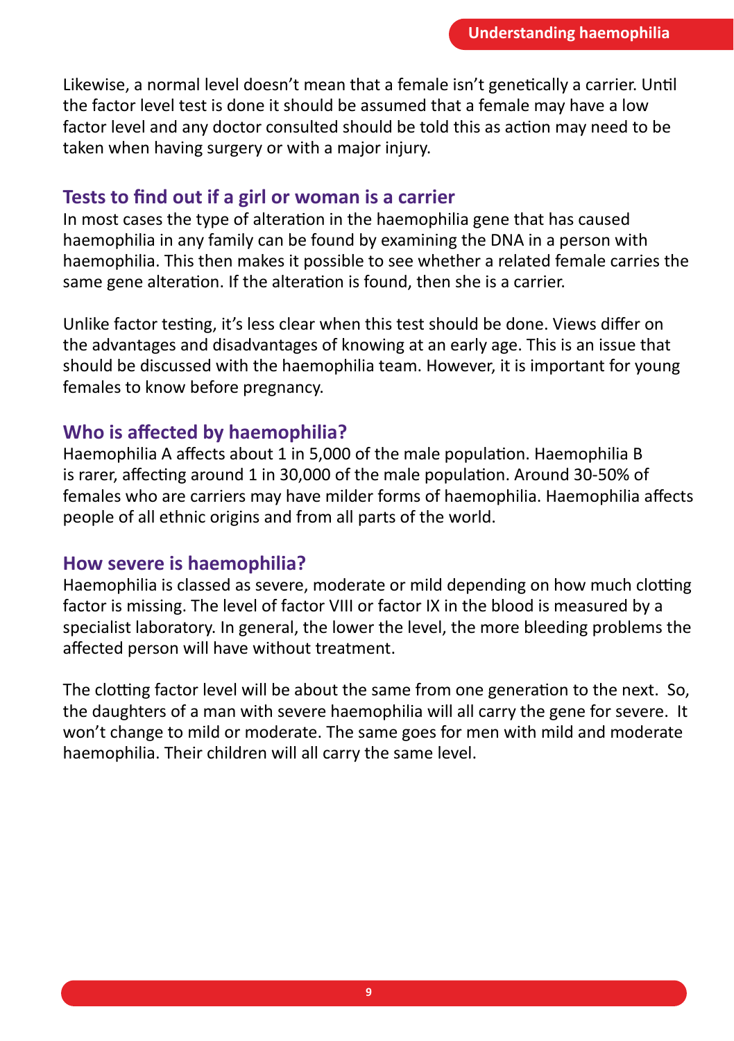Likewise, a normal level doesn't mean that a female isn't genetically a carrier. Until the factor level test is done it should be assumed that a female may have a low factor level and any doctor consulted should be told this as action may need to be taken when having surgery or with a major injury.

## Tests to find out if a girl or woman is a carrier

In most cases the type of alteration in the haemophilia gene that has caused haemophilia in any family can be found by examining the DNA in a person with haemophilia. This then makes it possible to see whether a related female carries the same gene alteration. If the alteration is found, then she is a carrier.

Unlike factor testing, it's less clear when this test should be done. Views differ on the advantages and disadvantages of knowing at an early age. This is an issue that should be discussed with the haemophilia team. However, it is important for young females to know before pregnancy.

## Who is affected by haemophilia?

Haemophilia A affects about 1 in 5,000 of the male population. Haemophilia B is rarer, affecting around 1 in 30,000 of the male population. Around 30-50% of females who are carriers may have milder forms of haemophilia. Haemophilia affects people of all ethnic origins and from all parts of the world.

## How severe is haemophilia?

Haemophilia is classed as severe, moderate or mild depending on how much clotting factor is missing. The level of factor VIII or factor IX in the blood is measured by a specialist laboratory. In general, the lower the level, the more bleeding problems the affected person will have without treatment.

The clotting factor level will be about the same from one generation to the next. So, the daughters of a man with severe haemophilia will all carry the gene for severe. It won't change to mild or moderate. The same goes for men with mild and moderate haemophilia. Their children will all carry the same level.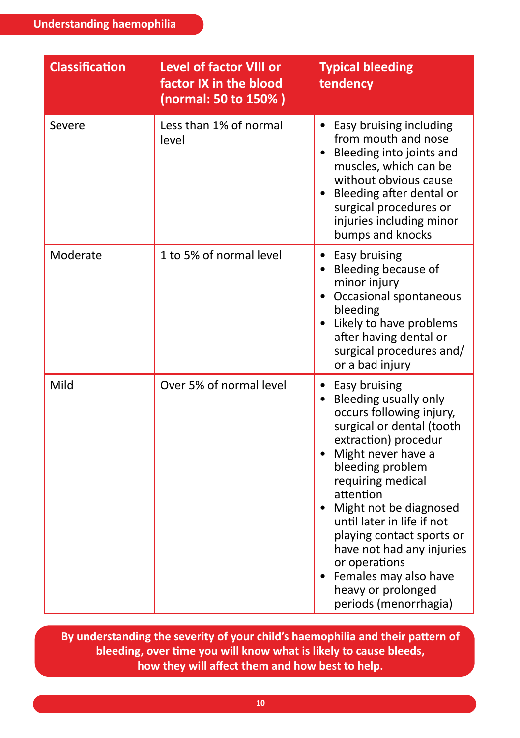| Classification | Level of factor VIII or factor IX in the blood (normal: 50 to 150% ) | Typical bleeding tendency |
| --- | --- | --- |
| Severe | Less than 1% of normal level | • Easy bruising including from mouth and nose<br>• Bleeding into joints and muscles, which can be without obvious cause<br>• Bleeding after dental or surgical procedures or injuries including minor bumps and knocks |
| Moderate | 1 to 5% of normal level | • Easy bruising<br>• Bleeding because of minor injury<br>• Occasional spontaneous bleeding<br>• Likely to have problems after having dental or surgical procedures and/ or a bad injury |
| Mild | Over 5% of normal level | • Easy bruising<br>• Bleeding usually only occurs following injury, surgical or dental (tooth extraction) procedur<br>• Might never have a bleeding problem requiring medical attention<br>• Might not be diagnosed until later in life if not playing contact sports or have not had any injuries or operations<br>• Females may also have heavy or prolonged periods (menorrhagia) |

**By understanding the severity of your child's haemophilia and their pattern of bleeding, over time you will know what is likely to cause bleeds, how they will affect them and how best to help.**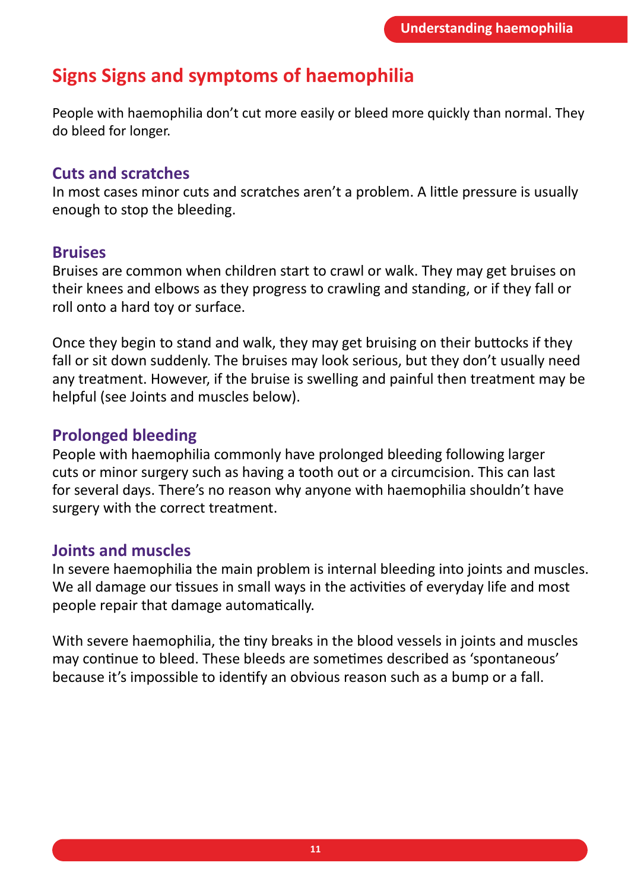# Signs Signs and symptoms of haemophilia

People with haemophilia don't cut more easily or bleed more quickly than normal. They do bleed for longer.

## Cuts and scratches

In most cases minor cuts and scratches aren't a problem. A little pressure is usually enough to stop the bleeding.

## Bruises

Bruises are common when children start to crawl or walk. They may get bruises on their knees and elbows as they progress to crawling and standing, or if they fall or roll onto a hard toy or surface.

Once they begin to stand and walk, they may get bruising on their buttocks if they fall or sit down suddenly. The bruises may look serious, but they don't usually need any treatment. However, if the bruise is swelling and painful then treatment may be helpful (see Joints and muscles below).

## Prolonged bleeding

People with haemophilia commonly have prolonged bleeding following larger cuts or minor surgery such as having a tooth out or a circumcision. This can last for several days. There's no reason why anyone with haemophilia shouldn't have surgery with the correct treatment.

## Joints and muscles

In severe haemophilia the main problem is internal bleeding into joints and muscles. We all damage our tissues in small ways in the activities of everyday life and most people repair that damage automatically.

With severe haemophilia, the tiny breaks in the blood vessels in joints and muscles may continue to bleed. These bleeds are sometimes described as 'spontaneous' because it's impossible to identify an obvious reason such as a bump or a fall.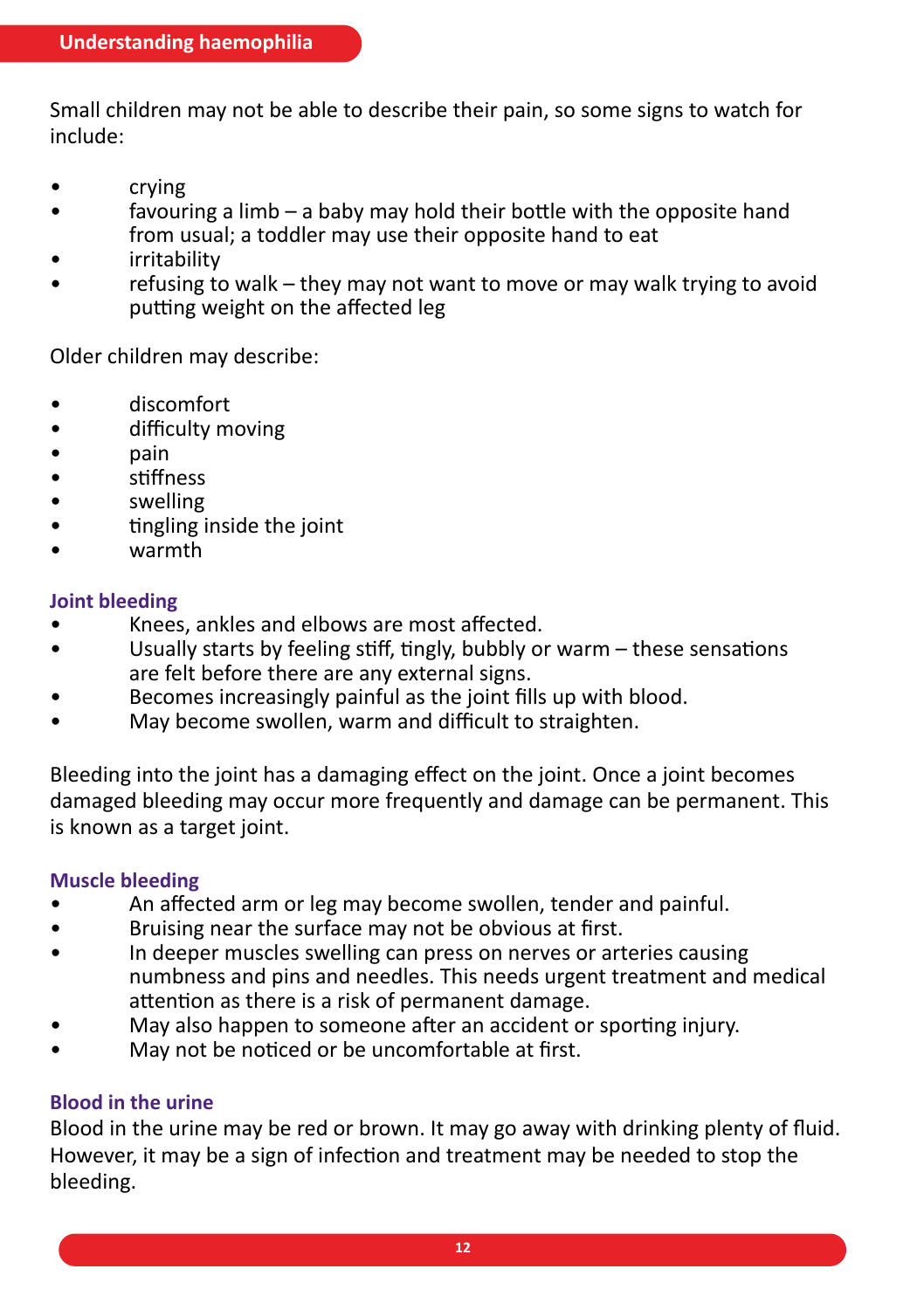Small children may not be able to describe their pain, so some signs to watch for include:

- crying
- favouring a limb – a baby may hold their bottle with the opposite hand from usual; a toddler may use their opposite hand to eat
- irritability
- refusing to walk – they may not want to move or may walk trying to avoid putting weight on the affected leg

Older children may describe:

- discomfort
- difficulty moving
- pain
- stiffness
- swelling
- tingling inside the joint
- warmth

### Joint bleeding

- Knees, ankles and elbows are most affected.
- Usually starts by feeling stiff, tingly, bubbly or warm – these sensations are felt before there are any external signs.
- Becomes increasingly painful as the joint fills up with blood.
- May become swollen, warm and difficult to straighten.

Bleeding into the joint has a damaging effect on the joint. Once a joint becomes damaged bleeding may occur more frequently and damage can be permanent. This is known as a target joint.

### Muscle bleeding

- An affected arm or leg may become swollen, tender and painful.
- Bruising near the surface may not be obvious at first.
- In deeper muscles swelling can press on nerves or arteries causing numbness and pins and needles. This needs urgent treatment and medical attention as there is a risk of permanent damage.
- May also happen to someone after an accident or sporting injury.
- May not be noticed or be uncomfortable at first.

### Blood in the urine

Blood in the urine may be red or brown. It may go away with drinking plenty of fluid. However, it may be a sign of infection and treatment may be needed to stop the bleeding.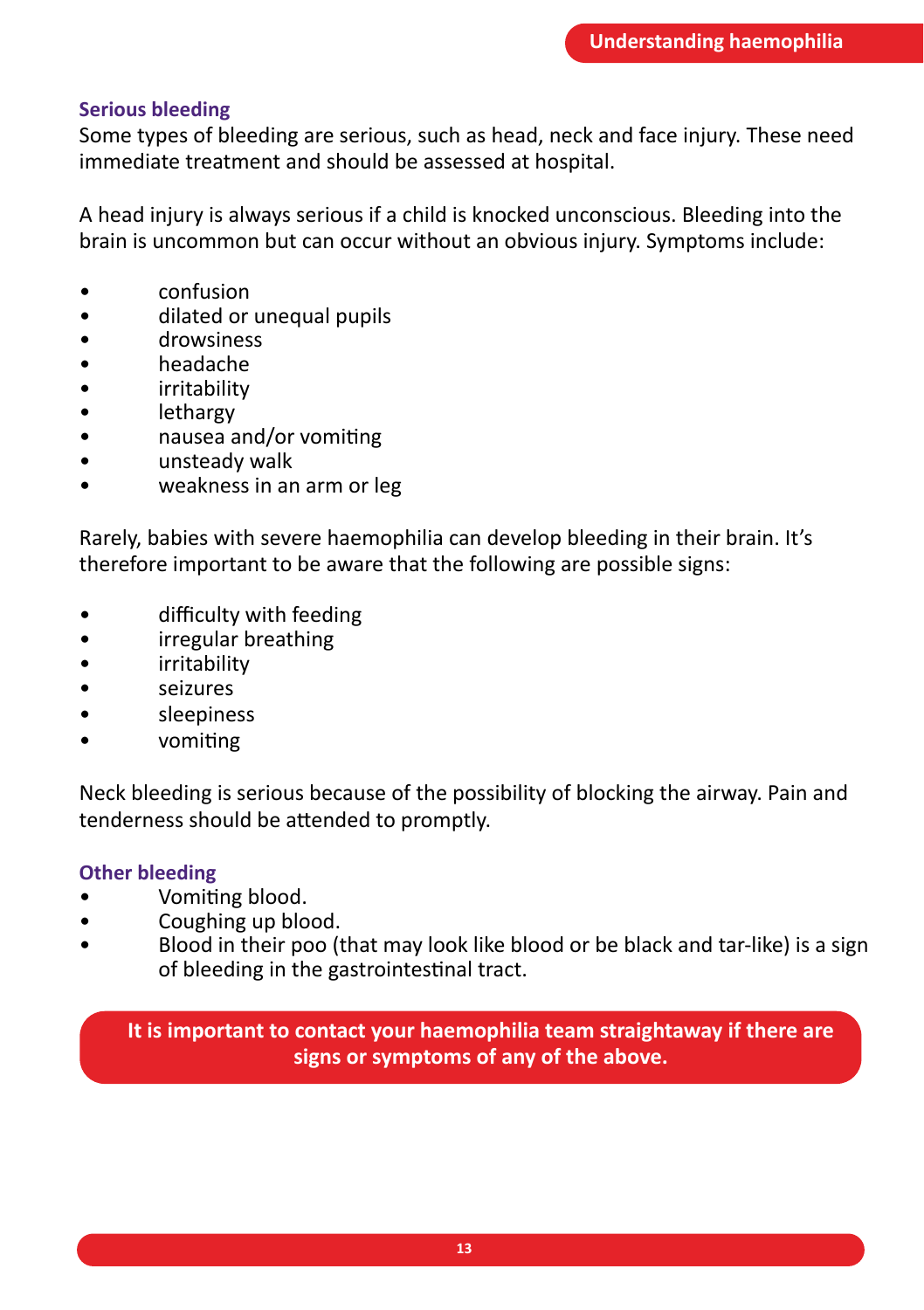### Serious bleeding

Some types of bleeding are serious, such as head, neck and face injury. These need immediate treatment and should be assessed at hospital.

A head injury is always serious if a child is knocked unconscious. Bleeding into the brain is uncommon but can occur without an obvious injury. Symptoms include:

- confusion
- dilated or unequal pupils
- drowsiness
- headache
- irritability
- lethargy
- nausea and/or vomiting
- unsteady walk
- weakness in an arm or leg

Rarely, babies with severe haemophilia can develop bleeding in their brain. It's therefore important to be aware that the following are possible signs:

- difficulty with feeding
- irregular breathing
- irritability
- seizures
- sleepiness
- vomiting

Neck bleeding is serious because of the possibility of blocking the airway. Pain and tenderness should be attended to promptly.

### Other bleeding

- Vomiting blood.
- Coughing up blood.
- Blood in their poo (that may look like blood or be black and tar-like) is a sign of bleeding in the gastrointestinal tract.

**It is important to contact your haemophilia team straightaway if there are signs or symptoms of any of the above.**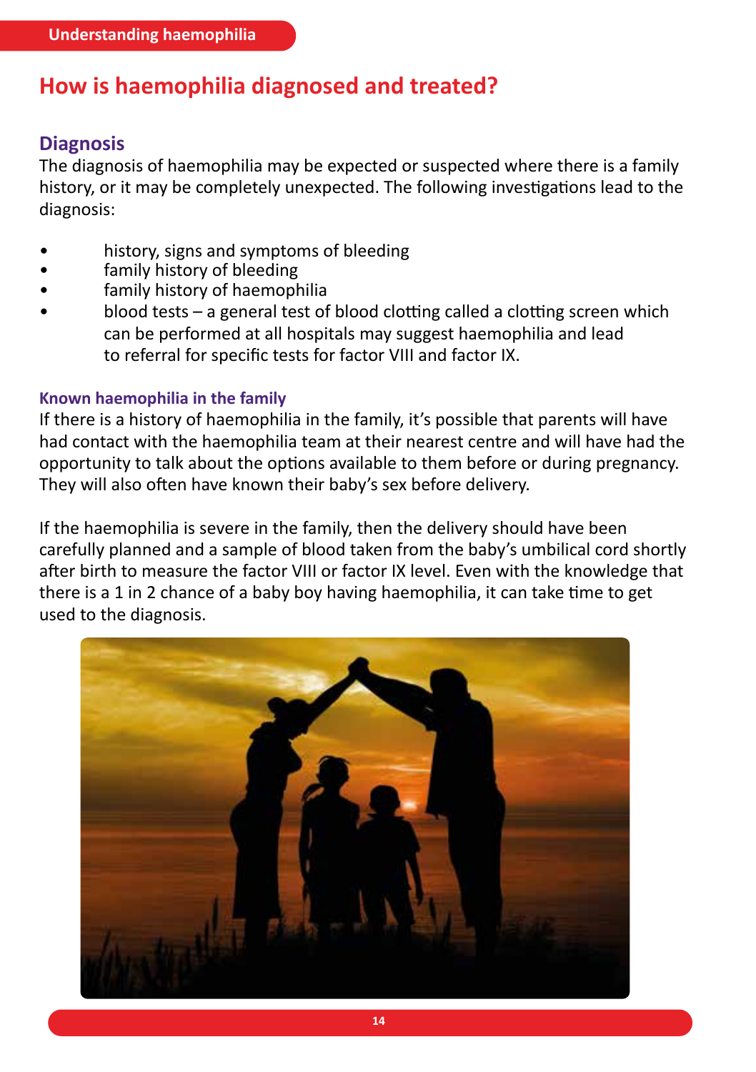# How is haemophilia diagnosed and treated?

## Diagnosis

The diagnosis of haemophilia may be expected or suspected where there is a family history, or it may be completely unexpected. The following investigations lead to the diagnosis:

- history, signs and symptoms of bleeding
- family history of bleeding
- family history of haemophilia
- blood tests – a general test of blood clotting called a clotting screen which can be performed at all hospitals may suggest haemophilia and lead to referral for specific tests for factor VIII and factor IX.

### Known haemophilia in the family

If there is a history of haemophilia in the family, it's possible that parents will have had contact with the haemophilia team at their nearest centre and will have had the opportunity to talk about the options available to them before or during pregnancy. They will also often have known their baby's sex before delivery.

If the haemophilia is severe in the family, then the delivery should have been carefully planned and a sample of blood taken from the baby's umbilical cord shortly after birth to measure the factor VIII or factor IX level. Even with the knowledge that there is a 1 in 2 chance of a baby boy having haemophilia, it can take time to get used to the diagnosis.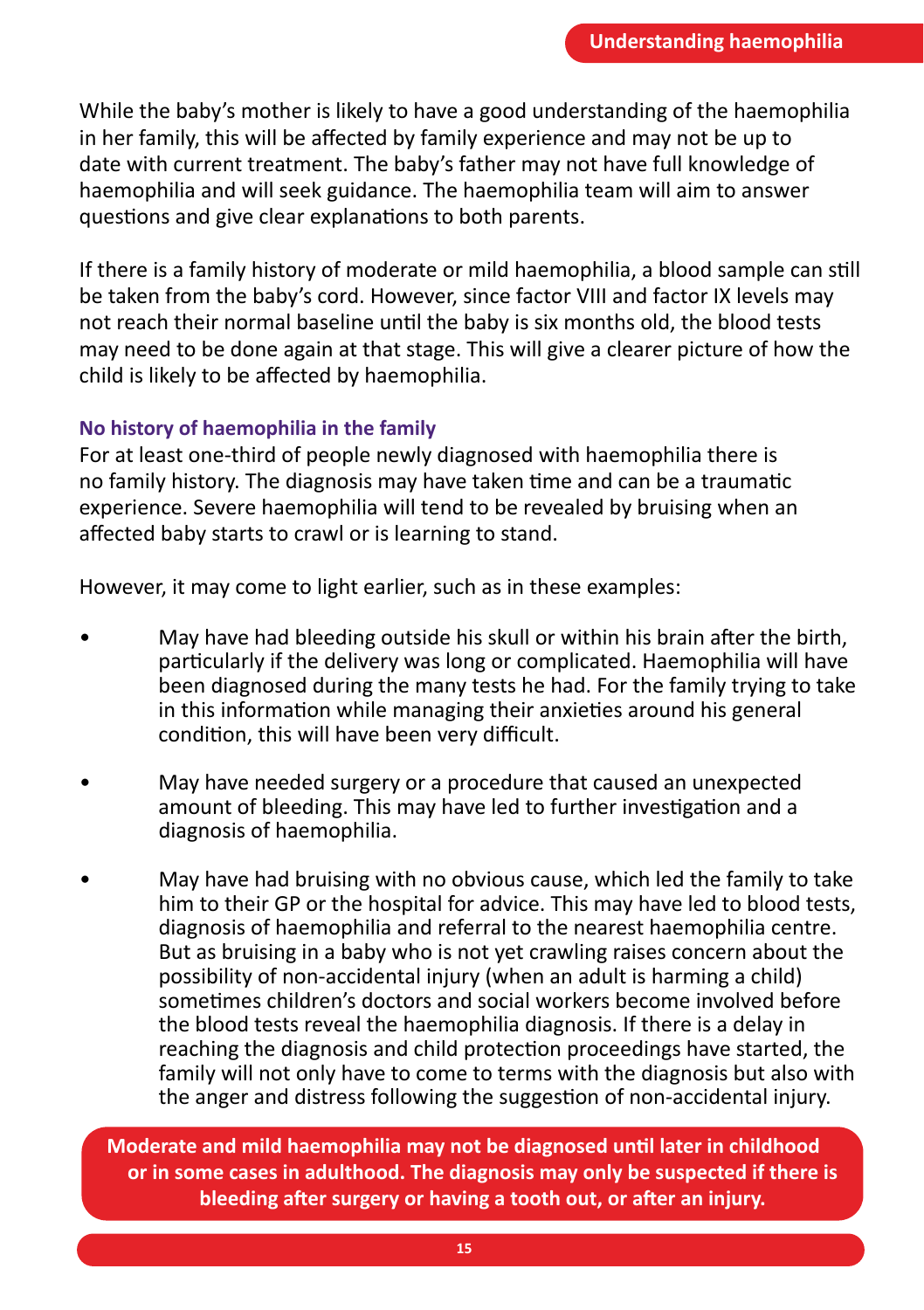While the baby's mother is likely to have a good understanding of the haemophilia in her family, this will be affected by family experience and may not be up to date with current treatment. The baby's father may not have full knowledge of haemophilia and will seek guidance. The haemophilia team will aim to answer questions and give clear explanations to both parents.

If there is a family history of moderate or mild haemophilia, a blood sample can still be taken from the baby's cord. However, since factor VIII and factor IX levels may not reach their normal baseline until the baby is six months old, the blood tests may need to be done again at that stage. This will give a clearer picture of how the child is likely to be affected by haemophilia.

### No history of haemophilia in the family

For at least one-third of people newly diagnosed with haemophilia there is no family history. The diagnosis may have taken time and can be a traumatic experience. Severe haemophilia will tend to be revealed by bruising when an affected baby starts to crawl or is learning to stand.

However, it may come to light earlier, such as in these examples:

- May have had bleeding outside his skull or within his brain after the birth, particularly if the delivery was long or complicated. Haemophilia will have been diagnosed during the many tests he had. For the family trying to take in this information while managing their anxieties around his general condition, this will have been very difficult.
- May have needed surgery or a procedure that caused an unexpected amount of bleeding. This may have led to further investigation and a diagnosis of haemophilia.
- May have had bruising with no obvious cause, which led the family to take him to their GP or the hospital for advice. This may have led to blood tests, diagnosis of haemophilia and referral to the nearest haemophilia centre. But as bruising in a baby who is not yet crawling raises concern about the possibility of non-accidental injury (when an adult is harming a child) sometimes children's doctors and social workers become involved before the blood tests reveal the haemophilia diagnosis. If there is a delay in reaching the diagnosis and child protection proceedings have started, the family will not only have to come to terms with the diagnosis but also with the anger and distress following the suggestion of non-accidental injury.

**Moderate and mild haemophilia may not be diagnosed until later in childhood or in some cases in adulthood. The diagnosis may only be suspected if there is bleeding after surgery or having a tooth out, or after an injury.**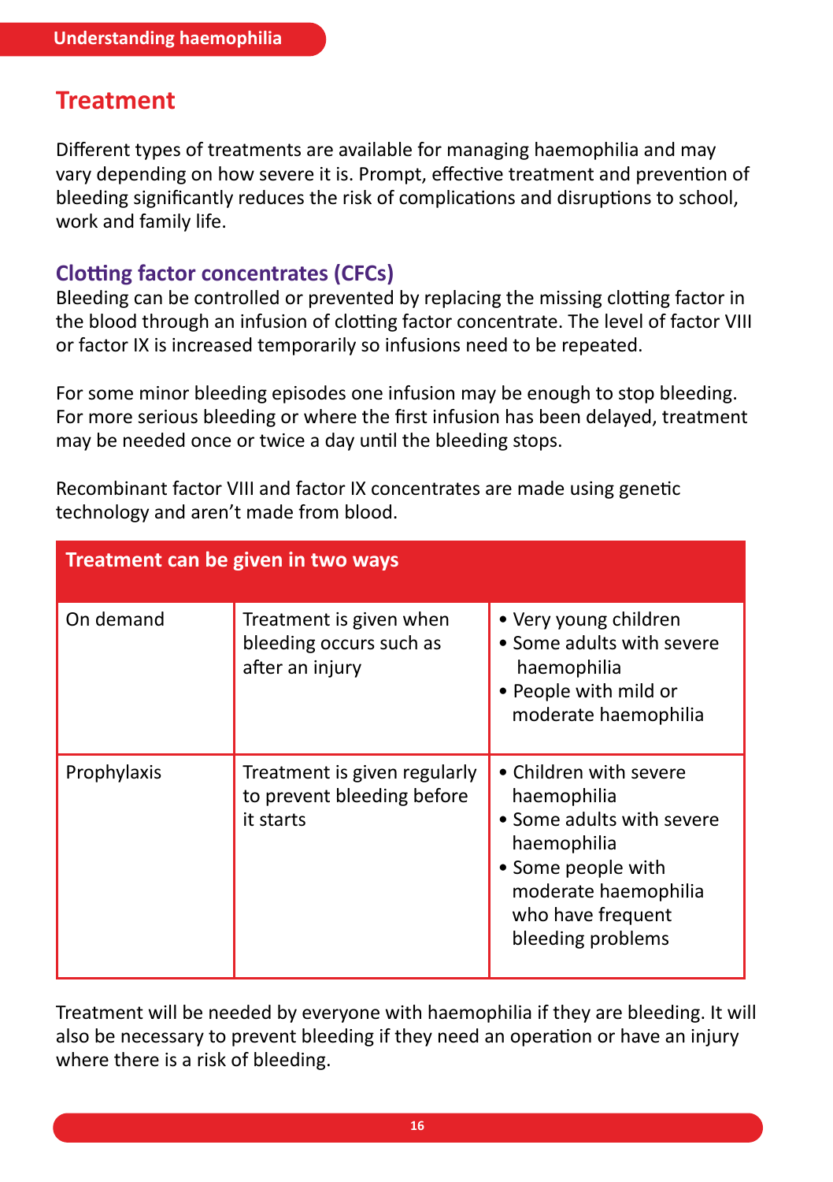## Treatment

Different types of treatments are available for managing haemophilia and may vary depending on how severe it is. Prompt, effective treatment and prevention of bleeding significantly reduces the risk of complications and disruptions to school, work and family life.

### Clotting factor concentrates (CFCs)

Bleeding can be controlled or prevented by replacing the missing clotting factor in the blood through an infusion of clotting factor concentrate. The level of factor VIII or factor IX is increased temporarily so infusions need to be repeated.

For some minor bleeding episodes one infusion may be enough to stop bleeding. For more serious bleeding or where the first infusion has been delayed, treatment may be needed once or twice a day until the bleeding stops.

Recombinant factor VIII and factor IX concentrates are made using genetic technology and aren't made from blood.

| Treatment can be given in two ways | | |
|---|---|---|
| On demand | Treatment is given when bleeding occurs such as after an injury | • Very young children<br>• Some adults with severe haemophilia<br>• People with mild or moderate haemophilia |
| Prophylaxis | Treatment is given regularly to prevent bleeding before it starts | • Children with severe haemophilia<br>• Some adults with severe haemophilia<br>• Some people with moderate haemophilia who have frequent bleeding problems |

Treatment will be needed by everyone with haemophilia if they are bleeding. It will also be necessary to prevent bleeding if they need an operation or have an injury where there is a risk of bleeding.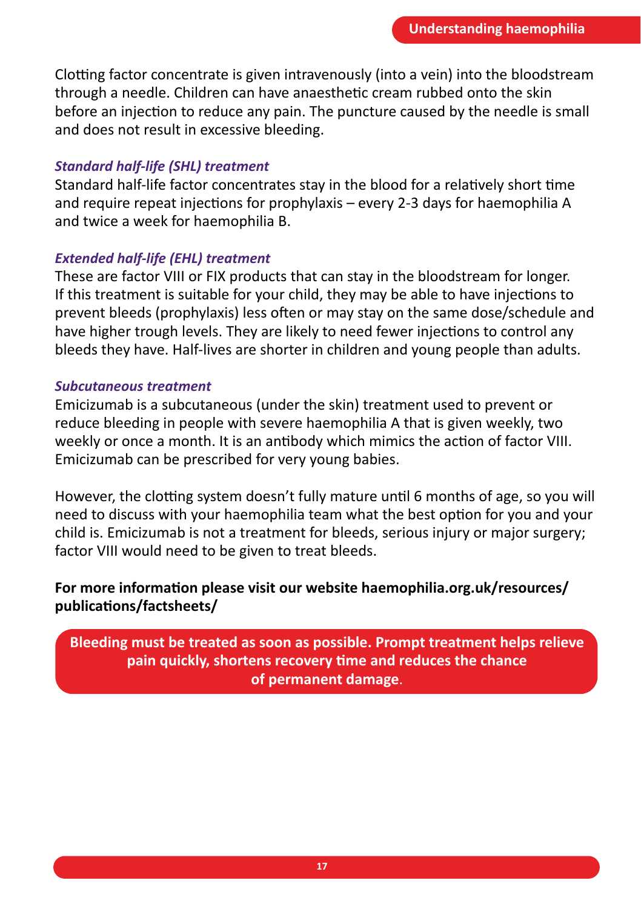Clotting factor concentrate is given intravenously (into a vein) into the bloodstream through a needle. Children can have anaesthetic cream rubbed onto the skin before an injection to reduce any pain. The puncture caused by the needle is small and does not result in excessive bleeding.

***Standard half-life (SHL) treatment***

Standard half-life factor concentrates stay in the blood for a relatively short time and require repeat injections for prophylaxis – every 2-3 days for haemophilia A and twice a week for haemophilia B.

***Extended half-life (EHL) treatment***

These are factor VIII or FIX products that can stay in the bloodstream for longer. If this treatment is suitable for your child, they may be able to have injections to prevent bleeds (prophylaxis) less often or may stay on the same dose/schedule and have higher trough levels. They are likely to need fewer injections to control any bleeds they have. Half-lives are shorter in children and young people than adults.

***Subcutaneous treatment***

Emicizumab is a subcutaneous (under the skin) treatment used to prevent or reduce bleeding in people with severe haemophilia A that is given weekly, two weekly or once a month. It is an antibody which mimics the action of factor VIII. Emicizumab can be prescribed for very young babies.

However, the clotting system doesn't fully mature until 6 months of age, so you will need to discuss with your haemophilia team what the best option for you and your child is. Emicizumab is not a treatment for bleeds, serious injury or major surgery; factor VIII would need to be given to treat bleeds.

**For more information please visit our website haemophilia.org.uk/resources/publications/factsheets/**

**Bleeding must be treated as soon as possible. Prompt treatment helps relieve pain quickly, shortens recovery time and reduces the chance of permanent damage.**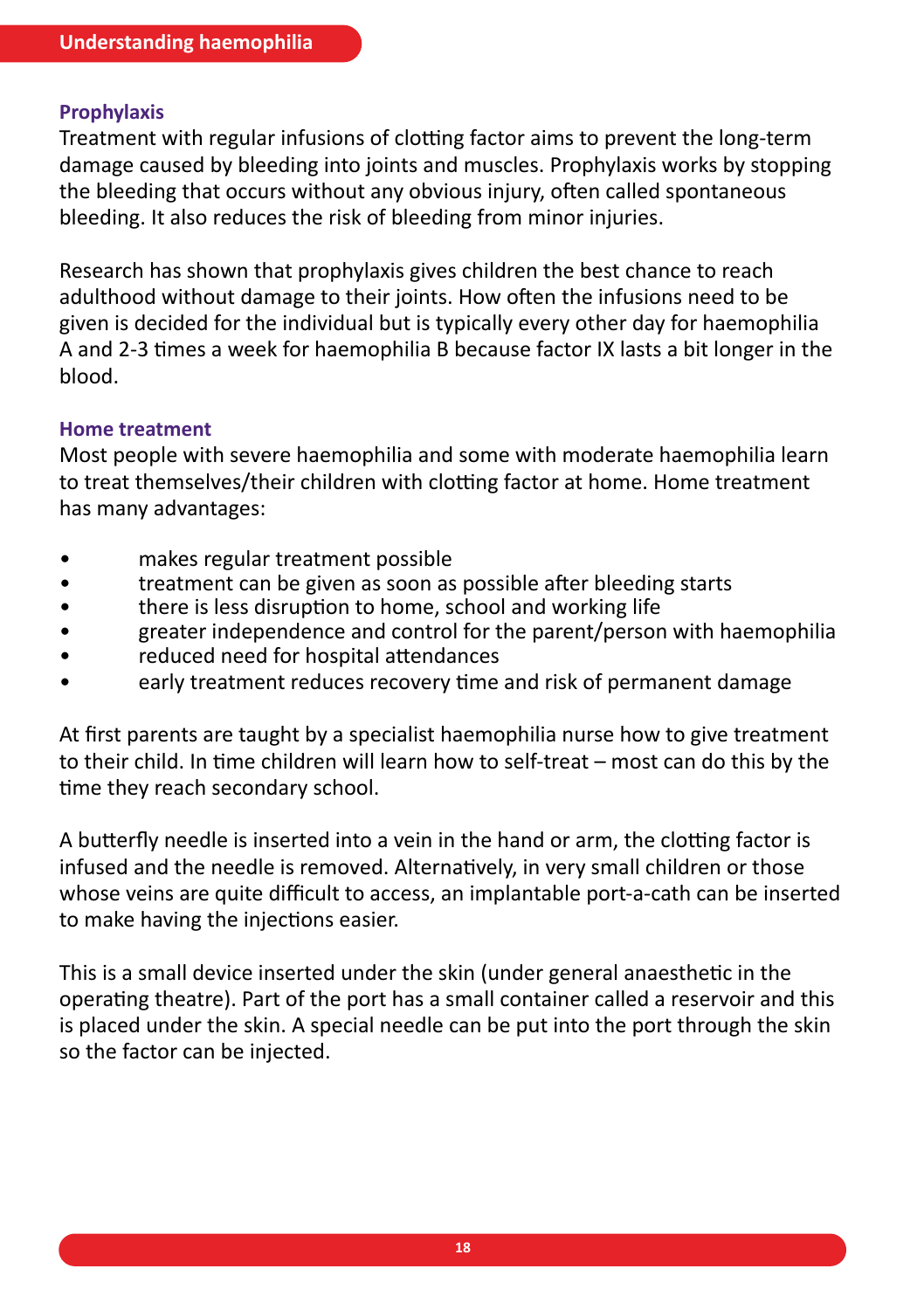### Prophylaxis

Treatment with regular infusions of clotting factor aims to prevent the long-term damage caused by bleeding into joints and muscles. Prophylaxis works by stopping the bleeding that occurs without any obvious injury, often called spontaneous bleeding. It also reduces the risk of bleeding from minor injuries.

Research has shown that prophylaxis gives children the best chance to reach adulthood without damage to their joints. How often the infusions need to be given is decided for the individual but is typically every other day for haemophilia A and 2-3 times a week for haemophilia B because factor IX lasts a bit longer in the blood.

### Home treatment

Most people with severe haemophilia and some with moderate haemophilia learn to treat themselves/their children with clotting factor at home. Home treatment has many advantages:

- makes regular treatment possible
- treatment can be given as soon as possible after bleeding starts
- there is less disruption to home, school and working life
- greater independence and control for the parent/person with haemophilia
- reduced need for hospital attendances
- early treatment reduces recovery time and risk of permanent damage

At first parents are taught by a specialist haemophilia nurse how to give treatment to their child. In time children will learn how to self-treat – most can do this by the time they reach secondary school.

A butterfly needle is inserted into a vein in the hand or arm, the clotting factor is infused and the needle is removed. Alternatively, in very small children or those whose veins are quite difficult to access, an implantable port-a-cath can be inserted to make having the injections easier.

This is a small device inserted under the skin (under general anaesthetic in the operating theatre). Part of the port has a small container called a reservoir and this is placed under the skin. A special needle can be put into the port through the skin so the factor can be injected.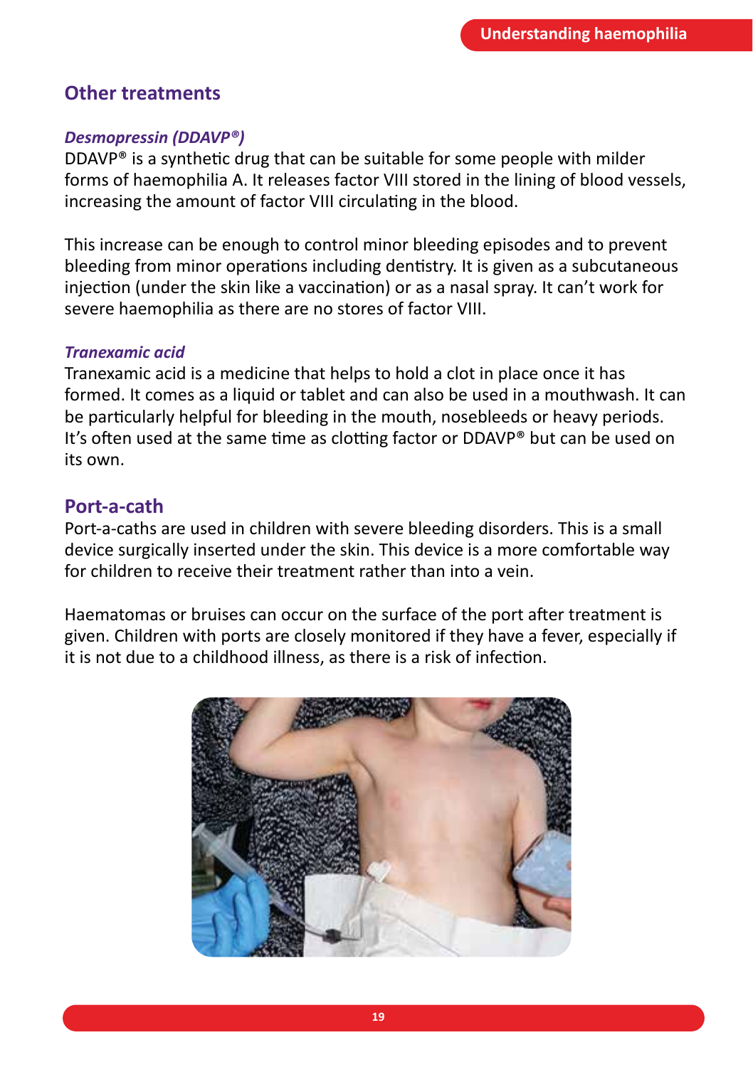## Other treatments

### *Desmopressin (DDAVP®)*

DDAVP® is a synthetic drug that can be suitable for some people with milder forms of haemophilia A. It releases factor VIII stored in the lining of blood vessels, increasing the amount of factor VIII circulating in the blood.

This increase can be enough to control minor bleeding episodes and to prevent bleeding from minor operations including dentistry. It is given as a subcutaneous injection (under the skin like a vaccination) or as a nasal spray. It can't work for severe haemophilia as there are no stores of factor VIII.

### *Tranexamic acid*

Tranexamic acid is a medicine that helps to hold a clot in place once it has formed. It comes as a liquid or tablet and can also be used in a mouthwash. It can be particularly helpful for bleeding in the mouth, nosebleeds or heavy periods. It's often used at the same time as clotting factor or DDAVP® but can be used on its own.

## Port-a-cath

Port-a-caths are used in children with severe bleeding disorders. This is a small device surgically inserted under the skin. This device is a more comfortable way for children to receive their treatment rather than into a vein.

Haematomas or bruises can occur on the surface of the port after treatment is given. Children with ports are closely monitored if they have a fever, especially if it is not due to a childhood illness, as there is a risk of infection.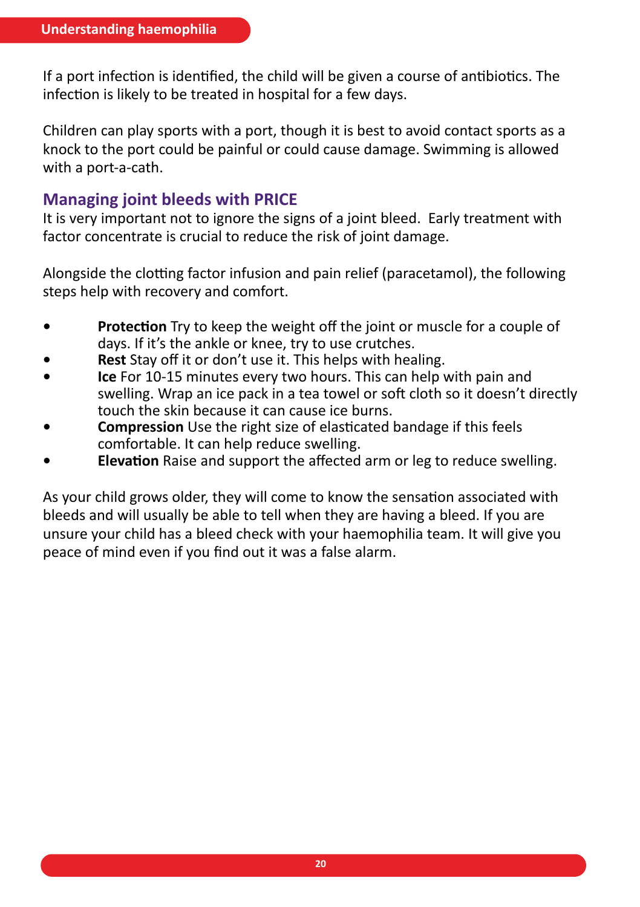If a port infection is identified, the child will be given a course of antibiotics. The infection is likely to be treated in hospital for a few days.

Children can play sports with a port, though it is best to avoid contact sports as a knock to the port could be painful or could cause damage. Swimming is allowed with a port-a-cath.

## Managing joint bleeds with PRICE

It is very important not to ignore the signs of a joint bleed. Early treatment with factor concentrate is crucial to reduce the risk of joint damage.

Alongside the clotting factor infusion and pain relief (paracetamol), the following steps help with recovery and comfort.

- **Protection** Try to keep the weight off the joint or muscle for a couple of days. If it's the ankle or knee, try to use crutches.
- **Rest** Stay off it or don't use it. This helps with healing.
- **Ice** For 10-15 minutes every two hours. This can help with pain and swelling. Wrap an ice pack in a tea towel or soft cloth so it doesn't directly touch the skin because it can cause ice burns.
- **Compression** Use the right size of elasticated bandage if this feels comfortable. It can help reduce swelling.
- **Elevation** Raise and support the affected arm or leg to reduce swelling.

As your child grows older, they will come to know the sensation associated with bleeds and will usually be able to tell when they are having a bleed. If you are unsure your child has a bleed check with your haemophilia team. It will give you peace of mind even if you find out it was a false alarm.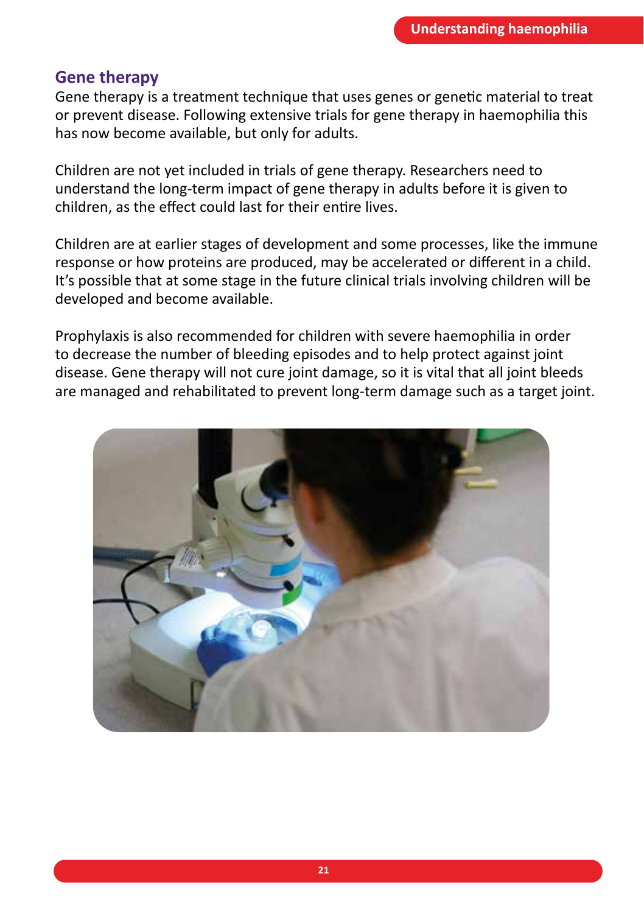## Gene therapy

Gene therapy is a treatment technique that uses genes or genetic material to treat or prevent disease. Following extensive trials for gene therapy in haemophilia this has now become available, but only for adults.

Children are not yet included in trials of gene therapy. Researchers need to understand the long-term impact of gene therapy in adults before it is given to children, as the effect could last for their entire lives.

Children are at earlier stages of development and some processes, like the immune response or how proteins are produced, may be accelerated or different in a child. It's possible that at some stage in the future clinical trials involving children will be developed and become available.

Prophylaxis is also recommended for children with severe haemophilia in order to decrease the number of bleeding episodes and to help protect against joint disease. Gene therapy will not cure joint damage, so it is vital that all joint bleeds are managed and rehabilitated to prevent long-term damage such as a target joint.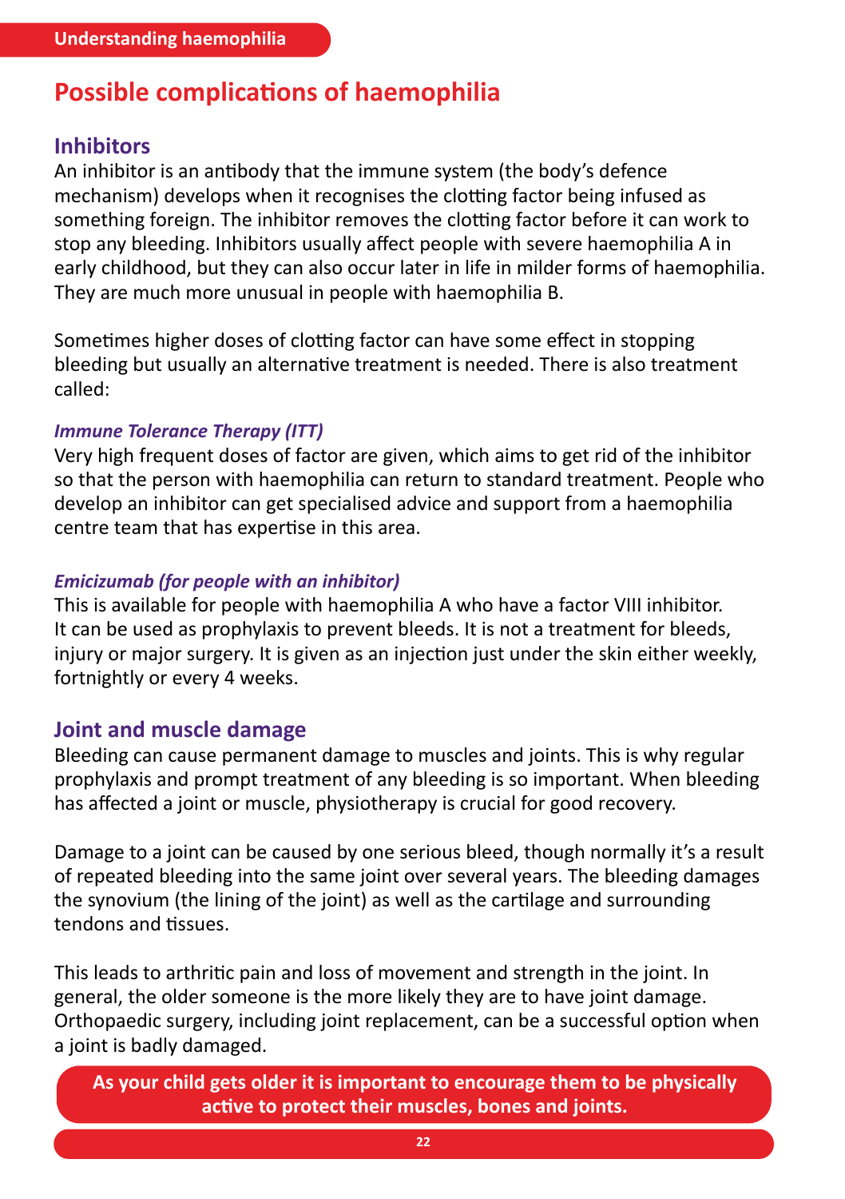## Possible complications of haemophilia

### Inhibitors

An inhibitor is an antibody that the immune system (the body's defence mechanism) develops when it recognises the clotting factor being infused as something foreign. The inhibitor removes the clotting factor before it can work to stop any bleeding. Inhibitors usually affect people with severe haemophilia A in early childhood, but they can also occur later in life in milder forms of haemophilia. They are much more unusual in people with haemophilia B.

Sometimes higher doses of clotting factor can have some effect in stopping bleeding but usually an alternative treatment is needed. There is also treatment called:

#### *Immune Tolerance Therapy (ITT)*

Very high frequent doses of factor are given, which aims to get rid of the inhibitor so that the person with haemophilia can return to standard treatment. People who develop an inhibitor can get specialised advice and support from a haemophilia centre team that has expertise in this area.

#### *Emicizumab (for people with an inhibitor)*

This is available for people with haemophilia A who have a factor VIII inhibitor. It can be used as prophylaxis to prevent bleeds. It is not a treatment for bleeds, injury or major surgery. It is given as an injection just under the skin either weekly, fortnightly or every 4 weeks.

### Joint and muscle damage

Bleeding can cause permanent damage to muscles and joints. This is why regular prophylaxis and prompt treatment of any bleeding is so important. When bleeding has affected a joint or muscle, physiotherapy is crucial for good recovery.

Damage to a joint can be caused by one serious bleed, though normally it's a result of repeated bleeding into the same joint over several years. The bleeding damages the synovium (the lining of the joint) as well as the cartilage and surrounding tendons and tissues.

This leads to arthritic pain and loss of movement and strength in the joint. In general, the older someone is the more likely they are to have joint damage. Orthopaedic surgery, including joint replacement, can be a successful option when a joint is badly damaged.

**As your child gets older it is important to encourage them to be physically active to protect their muscles, bones and joints.**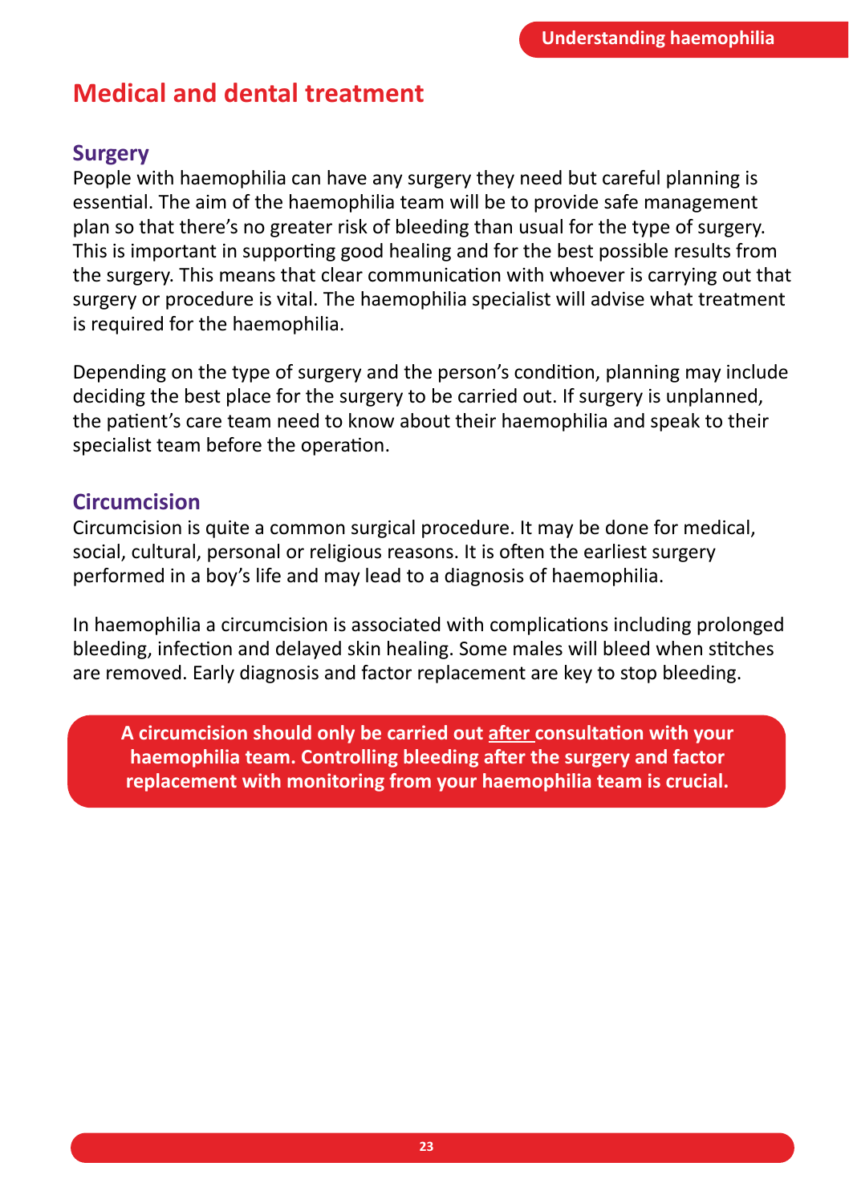# Medical and dental treatment

## Surgery

People with haemophilia can have any surgery they need but careful planning is essential. The aim of the haemophilia team will be to provide safe management plan so that there's no greater risk of bleeding than usual for the type of surgery. This is important in supporting good healing and for the best possible results from the surgery. This means that clear communication with whoever is carrying out that surgery or procedure is vital. The haemophilia specialist will advise what treatment is required for the haemophilia.

Depending on the type of surgery and the person's condition, planning may include deciding the best place for the surgery to be carried out. If surgery is unplanned, the patient's care team need to know about their haemophilia and speak to their specialist team before the operation.

## Circumcision

Circumcision is quite a common surgical procedure. It may be done for medical, social, cultural, personal or religious reasons. It is often the earliest surgery performed in a boy's life and may lead to a diagnosis of haemophilia.

In haemophilia a circumcision is associated with complications including prolonged bleeding, infection and delayed skin healing. Some males will bleed when stitches are removed. Early diagnosis and factor replacement are key to stop bleeding.

**A circumcision should only be carried out <u>after</u> consultation with your haemophilia team. Controlling bleeding after the surgery and factor replacement with monitoring from your haemophilia team is crucial.**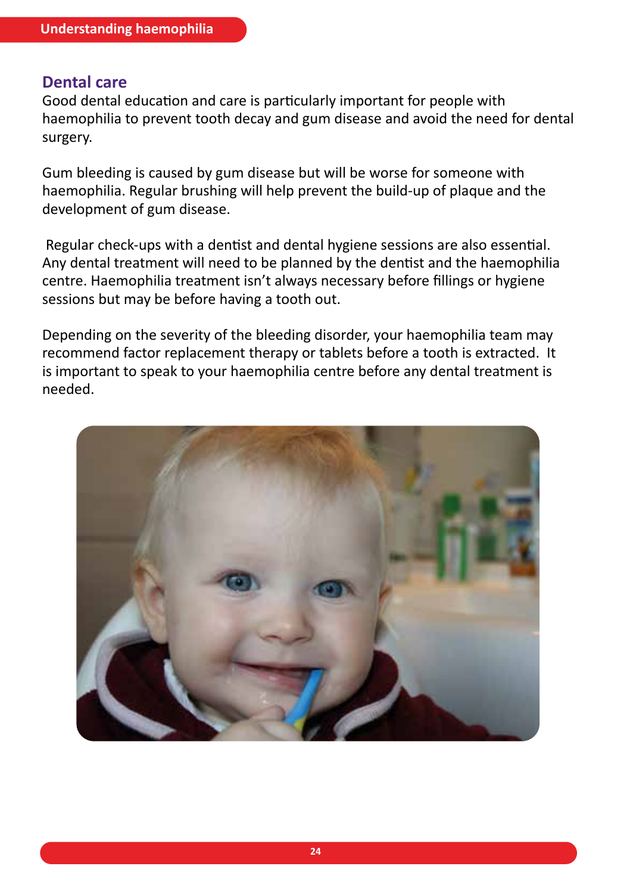## Dental care

Good dental education and care is particularly important for people with haemophilia to prevent tooth decay and gum disease and avoid the need for dental surgery.

Gum bleeding is caused by gum disease but will be worse for someone with haemophilia. Regular brushing will help prevent the build-up of plaque and the development of gum disease.

Regular check-ups with a dentist and dental hygiene sessions are also essential. Any dental treatment will need to be planned by the dentist and the haemophilia centre. Haemophilia treatment isn't always necessary before fillings or hygiene sessions but may be before having a tooth out.

Depending on the severity of the bleeding disorder, your haemophilia team may recommend factor replacement therapy or tablets before a tooth is extracted. It is important to speak to your haemophilia centre before any dental treatment is needed.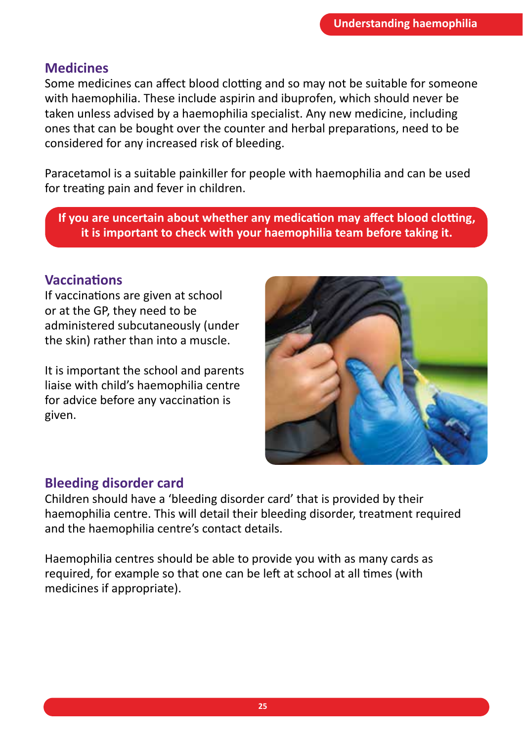## Medicines

Some medicines can affect blood clotting and so may not be suitable for someone with haemophilia. These include aspirin and ibuprofen, which should never be taken unless advised by a haemophilia specialist. Any new medicine, including ones that can be bought over the counter and herbal preparations, need to be considered for any increased risk of bleeding.

Paracetamol is a suitable painkiller for people with haemophilia and can be used for treating pain and fever in children.

**If you are uncertain about whether any medication may affect blood clotting, it is important to check with your haemophilia team before taking it.**

## Vaccinations

If vaccinations are given at school or at the GP, they need to be administered subcutaneously (under the skin) rather than into a muscle.

It is important the school and parents liaise with child's haemophilia centre for advice before any vaccination is given.

## Bleeding disorder card

Children should have a 'bleeding disorder card' that is provided by their haemophilia centre. This will detail their bleeding disorder, treatment required and the haemophilia centre's contact details.

Haemophilia centres should be able to provide you with as many cards as required, for example so that one can be left at school at all times (with medicines if appropriate).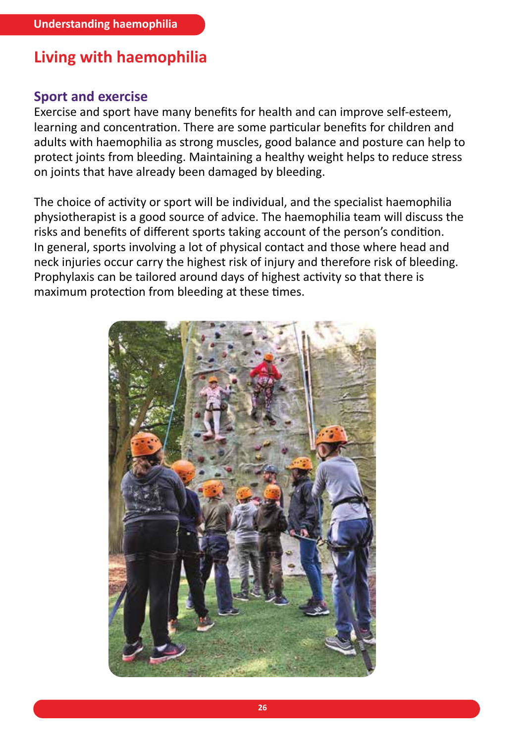## Living with haemophilia

### Sport and exercise

Exercise and sport have many benefits for health and can improve self-esteem, learning and concentration. There are some particular benefits for children and adults with haemophilia as strong muscles, good balance and posture can help to protect joints from bleeding. Maintaining a healthy weight helps to reduce stress on joints that have already been damaged by bleeding.

The choice of activity or sport will be individual, and the specialist haemophilia physiotherapist is a good source of advice. The haemophilia team will discuss the risks and benefits of different sports taking account of the person's condition. In general, sports involving a lot of physical contact and those where head and neck injuries occur carry the highest risk of injury and therefore risk of bleeding. Prophylaxis can be tailored around days of highest activity so that there is maximum protection from bleeding at these times.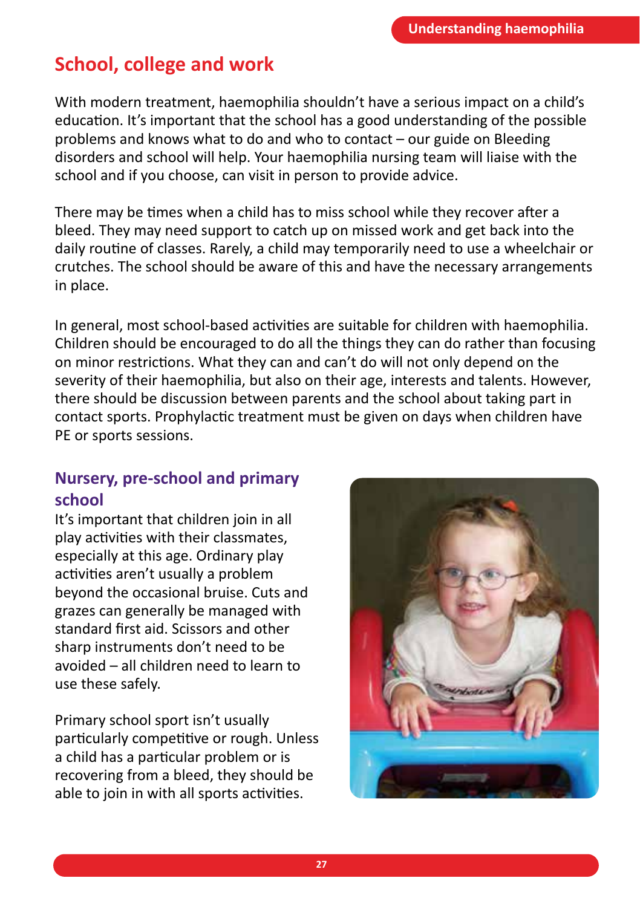## School, college and work

With modern treatment, haemophilia shouldn't have a serious impact on a child's education. It's important that the school has a good understanding of the possible problems and knows what to do and who to contact – our guide on Bleeding disorders and school will help. Your haemophilia nursing team will liaise with the school and if you choose, can visit in person to provide advice.

There may be times when a child has to miss school while they recover after a bleed. They may need support to catch up on missed work and get back into the daily routine of classes. Rarely, a child may temporarily need to use a wheelchair or crutches. The school should be aware of this and have the necessary arrangements in place.

In general, most school-based activities are suitable for children with haemophilia. Children should be encouraged to do all the things they can do rather than focusing on minor restrictions. What they can and can't do will not only depend on the severity of their haemophilia, but also on their age, interests and talents. However, there should be discussion between parents and the school about taking part in contact sports. Prophylactic treatment must be given on days when children have PE or sports sessions.

### Nursery, pre-school and primary school

It's important that children join in all play activities with their classmates, especially at this age. Ordinary play activities aren't usually a problem beyond the occasional bruise. Cuts and grazes can generally be managed with standard first aid. Scissors and other sharp instruments don't need to be avoided – all children need to learn to use these safely.

Primary school sport isn't usually particularly competitive or rough. Unless a child has a particular problem or is recovering from a bleed, they should be able to join in with all sports activities.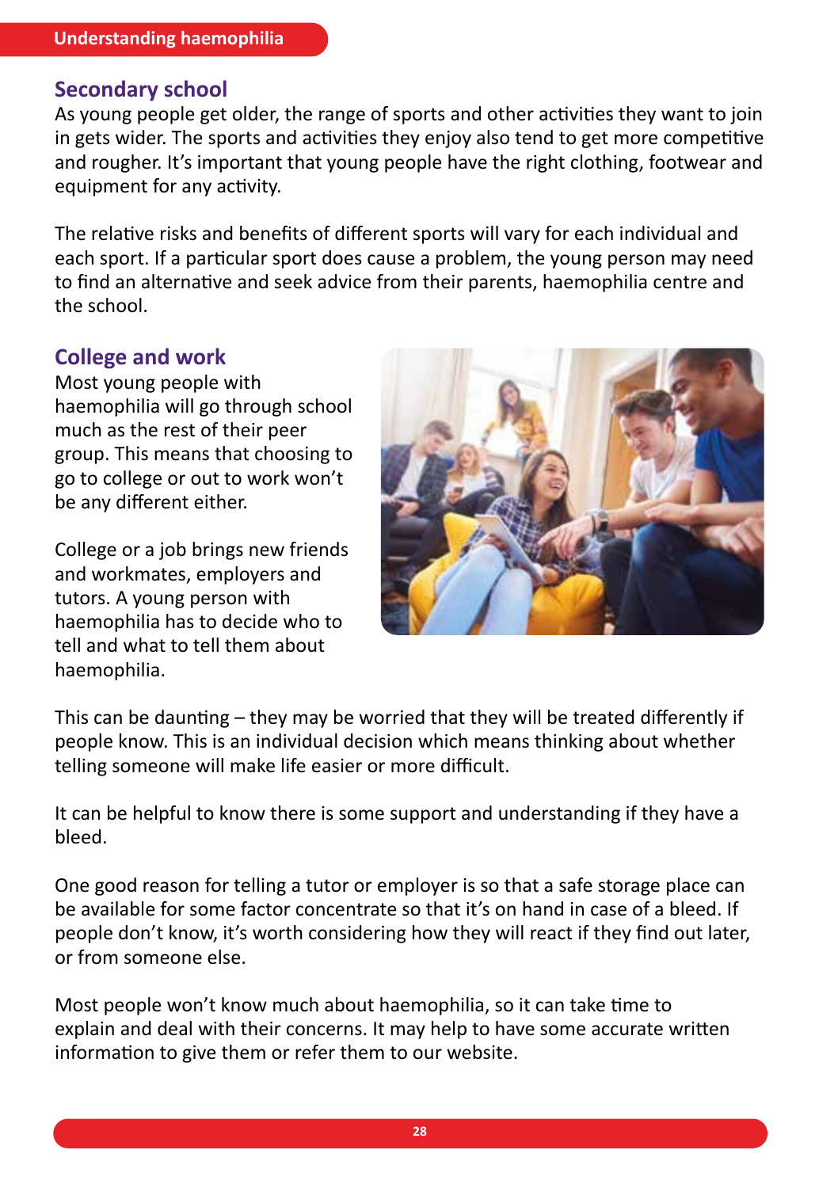## Secondary school

As young people get older, the range of sports and other activities they want to join in gets wider. The sports and activities they enjoy also tend to get more competitive and rougher. It's important that young people have the right clothing, footwear and equipment for any activity.

The relative risks and benefits of different sports will vary for each individual and each sport. If a particular sport does cause a problem, the young person may need to find an alternative and seek advice from their parents, haemophilia centre and the school.

## College and work

Most young people with haemophilia will go through school much as the rest of their peer group. This means that choosing to go to college or out to work won't be any different either.

College or a job brings new friends and workmates, employers and tutors. A young person with haemophilia has to decide who to tell and what to tell them about haemophilia.

This can be daunting – they may be worried that they will be treated differently if people know. This is an individual decision which means thinking about whether telling someone will make life easier or more difficult.

It can be helpful to know there is some support and understanding if they have a bleed.

One good reason for telling a tutor or employer is so that a safe storage place can be available for some factor concentrate so that it's on hand in case of a bleed. If people don't know, it's worth considering how they will react if they find out later, or from someone else.

Most people won't know much about haemophilia, so it can take time to explain and deal with their concerns. It may help to have some accurate written information to give them or refer them to our website.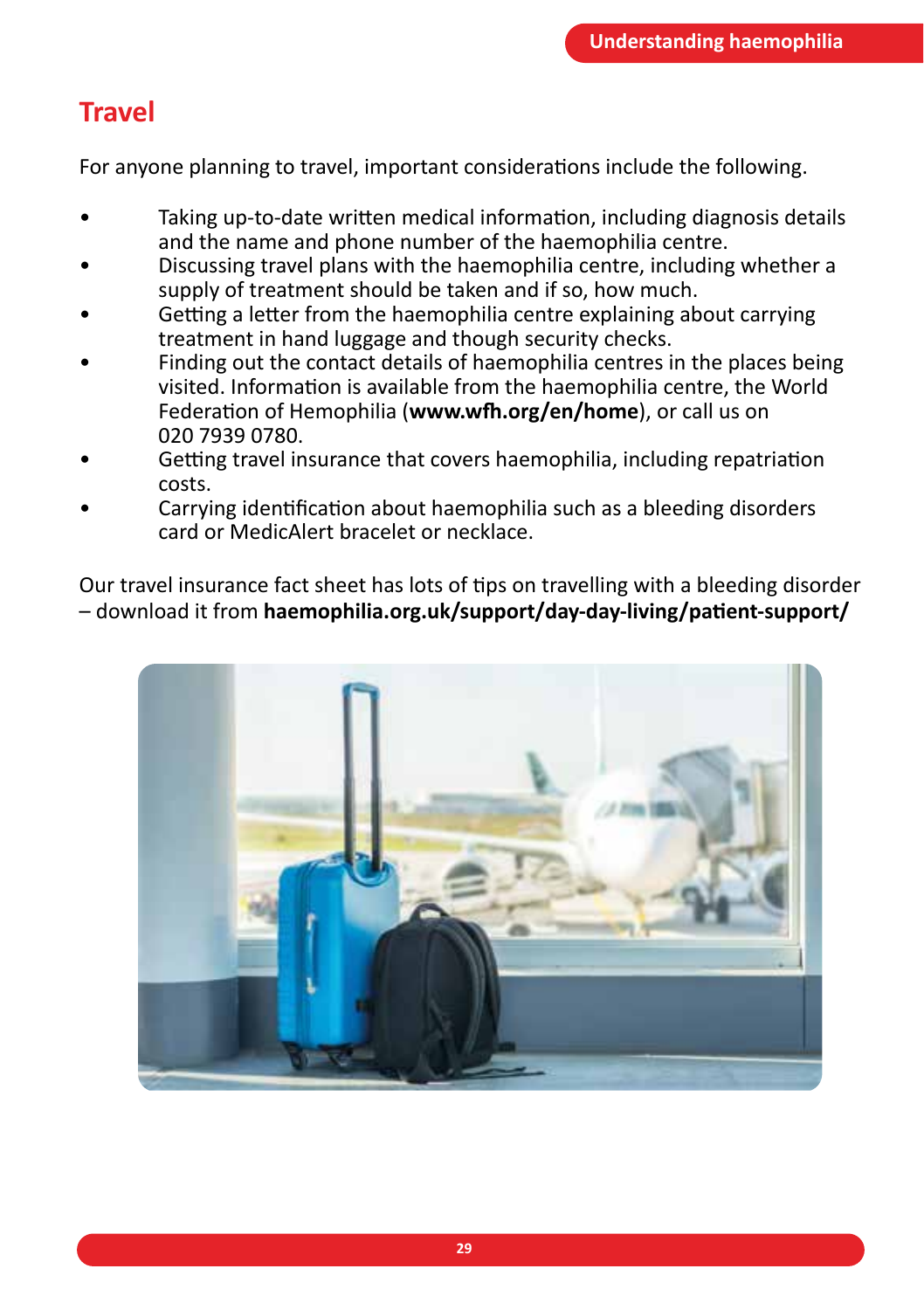## Travel

For anyone planning to travel, important considerations include the following.

- Taking up-to-date written medical information, including diagnosis details and the name and phone number of the haemophilia centre.
- Discussing travel plans with the haemophilia centre, including whether a supply of treatment should be taken and if so, how much.
- Getting a letter from the haemophilia centre explaining about carrying treatment in hand luggage and though security checks.
- Finding out the contact details of haemophilia centres in the places being visited. Information is available from the haemophilia centre, the World Federation of Hemophilia (**www.wfh.org/en/home**), or call us on 020 7939 0780.
- Getting travel insurance that covers haemophilia, including repatriation costs.
- Carrying identification about haemophilia such as a bleeding disorders card or MedicAlert bracelet or necklace.

Our travel insurance fact sheet has lots of tips on travelling with a bleeding disorder – download it from **haemophilia.org.uk/support/day-day-living/patient-support/**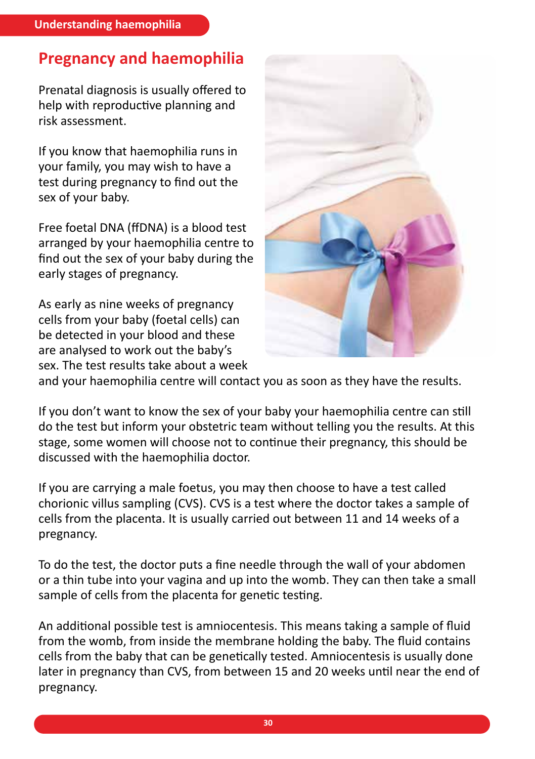## Pregnancy and haemophilia

Prenatal diagnosis is usually offered to help with reproductive planning and risk assessment.

If you know that haemophilia runs in your family, you may wish to have a test during pregnancy to find out the sex of your baby.

Free foetal DNA (ffDNA) is a blood test arranged by your haemophilia centre to find out the sex of your baby during the early stages of pregnancy.

As early as nine weeks of pregnancy cells from your baby (foetal cells) can be detected in your blood and these are analysed to work out the baby's sex. The test results take about a week and your haemophilia centre will contact you as soon as they have the results.

If you don't want to know the sex of your baby your haemophilia centre can still do the test but inform your obstetric team without telling you the results. At this stage, some women will choose not to continue their pregnancy, this should be discussed with the haemophilia doctor.

If you are carrying a male foetus, you may then choose to have a test called chorionic villus sampling (CVS). CVS is a test where the doctor takes a sample of cells from the placenta. It is usually carried out between 11 and 14 weeks of a pregnancy.

To do the test, the doctor puts a fine needle through the wall of your abdomen or a thin tube into your vagina and up into the womb. They can then take a small sample of cells from the placenta for genetic testing.

An additional possible test is amniocentesis. This means taking a sample of fluid from the womb, from inside the membrane holding the baby. The fluid contains cells from the baby that can be genetically tested. Amniocentesis is usually done later in pregnancy than CVS, from between 15 and 20 weeks until near the end of pregnancy.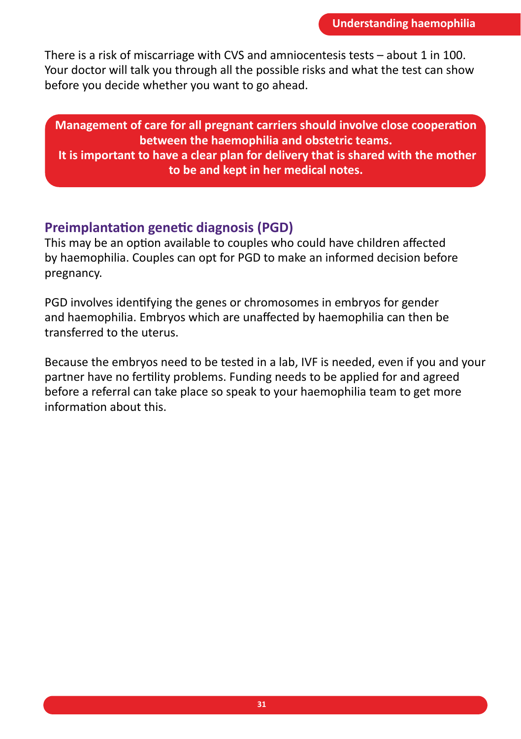There is a risk of miscarriage with CVS and amniocentesis tests – about 1 in 100. Your doctor will talk you through all the possible risks and what the test can show before you decide whether you want to go ahead.

**Management of care for all pregnant carriers should involve close cooperation between the haemophilia and obstetric teams. It is important to have a clear plan for delivery that is shared with the mother to be and kept in her medical notes.**

## Preimplantation genetic diagnosis (PGD)

This may be an option available to couples who could have children affected by haemophilia. Couples can opt for PGD to make an informed decision before pregnancy.

PGD involves identifying the genes or chromosomes in embryos for gender and haemophilia. Embryos which are unaffected by haemophilia can then be transferred to the uterus.

Because the embryos need to be tested in a lab, IVF is needed, even if you and your partner have no fertility problems. Funding needs to be applied for and agreed before a referral can take place so speak to your haemophilia team to get more information about this.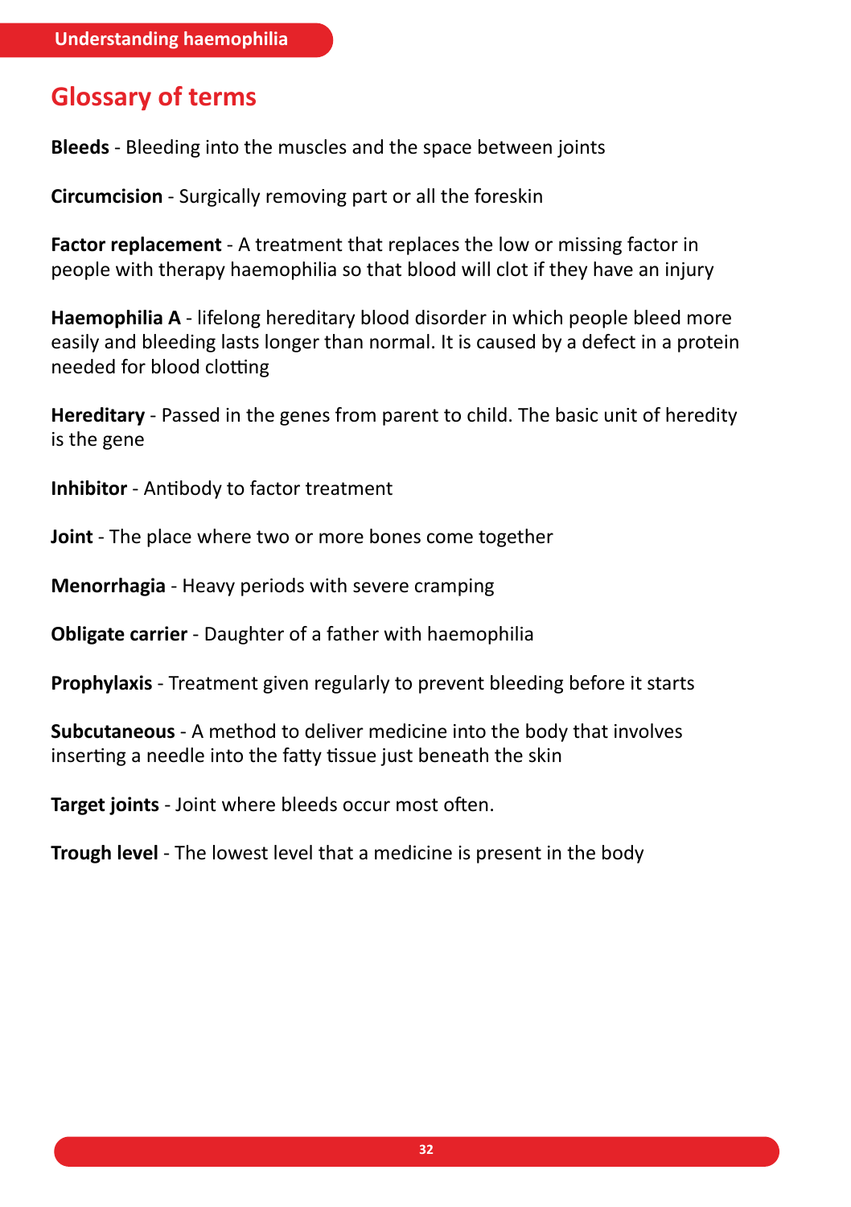## Glossary of terms

**Bleeds** - Bleeding into the muscles and the space between joints

**Circumcision** - Surgically removing part or all the foreskin

**Factor replacement** - A treatment that replaces the low or missing factor in people with therapy haemophilia so that blood will clot if they have an injury

**Haemophilia A** - lifelong hereditary blood disorder in which people bleed more easily and bleeding lasts longer than normal. It is caused by a defect in a protein needed for blood clotting

**Hereditary** - Passed in the genes from parent to child. The basic unit of heredity is the gene

**Inhibitor** - Antibody to factor treatment

**Joint** - The place where two or more bones come together

**Menorrhagia** - Heavy periods with severe cramping

**Obligate carrier** - Daughter of a father with haemophilia

**Prophylaxis** - Treatment given regularly to prevent bleeding before it starts

**Subcutaneous** - A method to deliver medicine into the body that involves inserting a needle into the fatty tissue just beneath the skin

**Target joints** - Joint where bleeds occur most often.

**Trough level** - The lowest level that a medicine is present in the body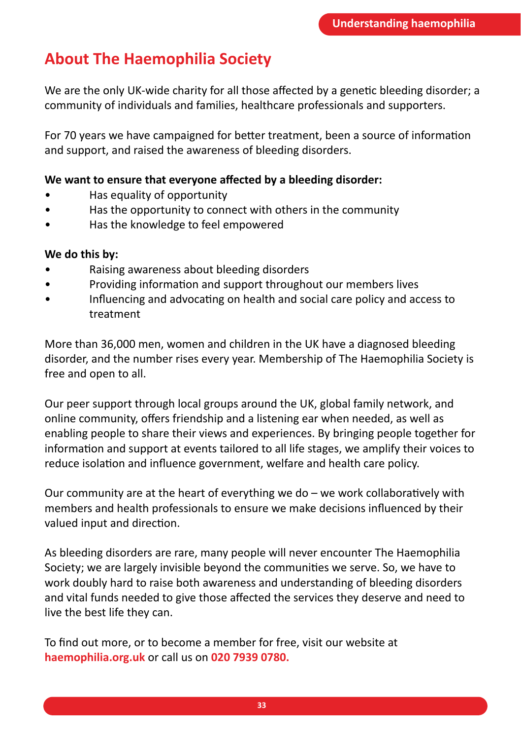## About The Haemophilia Society

We are the only UK-wide charity for all those affected by a genetic bleeding disorder; a community of individuals and families, healthcare professionals and supporters.

For 70 years we have campaigned for better treatment, been a source of information and support, and raised the awareness of bleeding disorders.

**We want to ensure that everyone affected by a bleeding disorder:**

- Has equality of opportunity
- Has the opportunity to connect with others in the community
- Has the knowledge to feel empowered

**We do this by:**

- Raising awareness about bleeding disorders
- Providing information and support throughout our members lives
- Influencing and advocating on health and social care policy and access to treatment

More than 36,000 men, women and children in the UK have a diagnosed bleeding disorder, and the number rises every year. Membership of The Haemophilia Society is free and open to all.

Our peer support through local groups around the UK, global family network, and online community, offers friendship and a listening ear when needed, as well as enabling people to share their views and experiences. By bringing people together for information and support at events tailored to all life stages, we amplify their voices to reduce isolation and influence government, welfare and health care policy.

Our community are at the heart of everything we do – we work collaboratively with members and health professionals to ensure we make decisions influenced by their valued input and direction.

As bleeding disorders are rare, many people will never encounter The Haemophilia Society; we are largely invisible beyond the communities we serve. So, we have to work doubly hard to raise both awareness and understanding of bleeding disorders and vital funds needed to give those affected the services they deserve and need to live the best life they can.

To find out more, or to become a member for free, visit our website at **haemophilia.org.uk** or call us on **020 7939 0780.**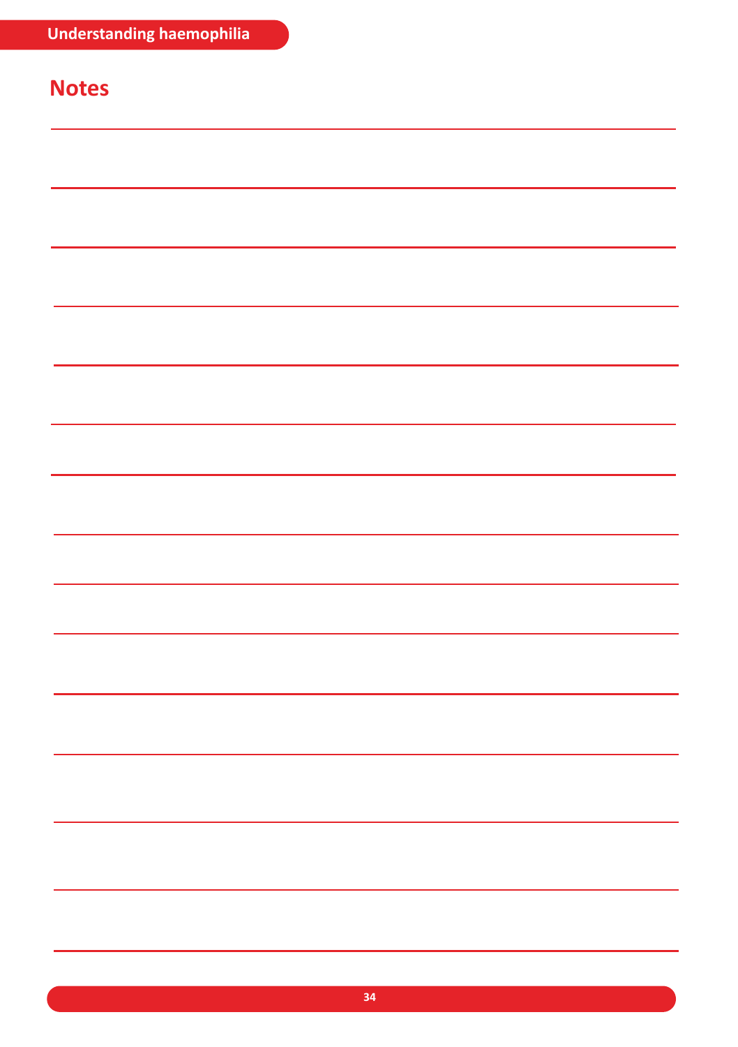# Notes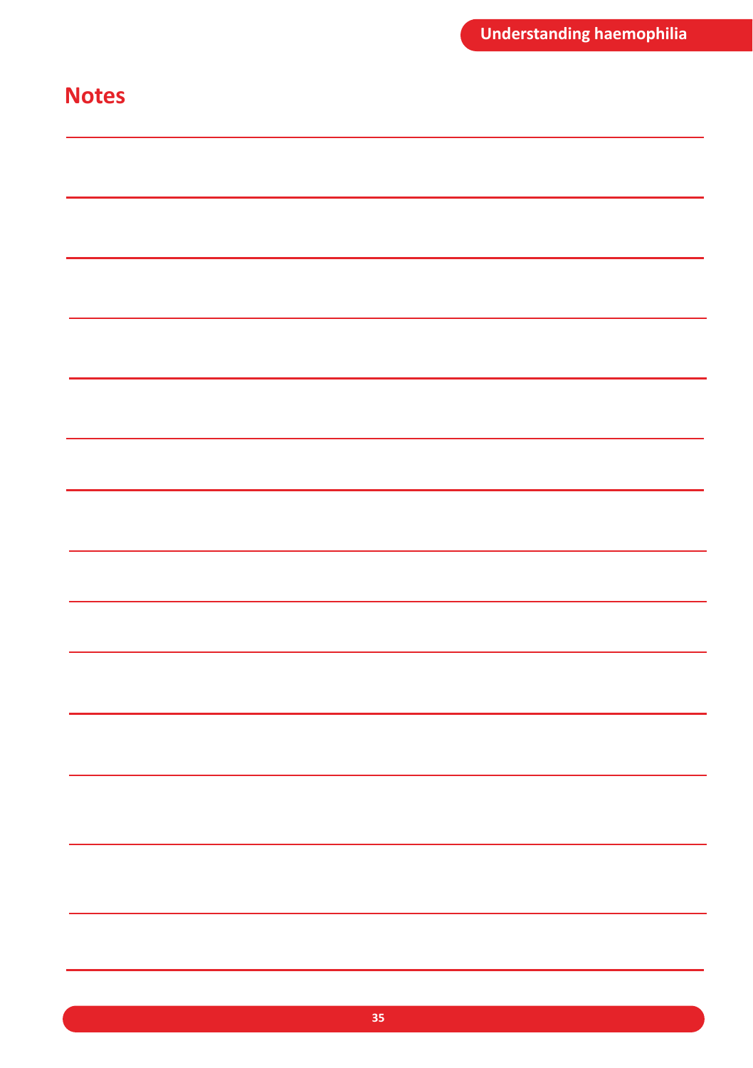# Notes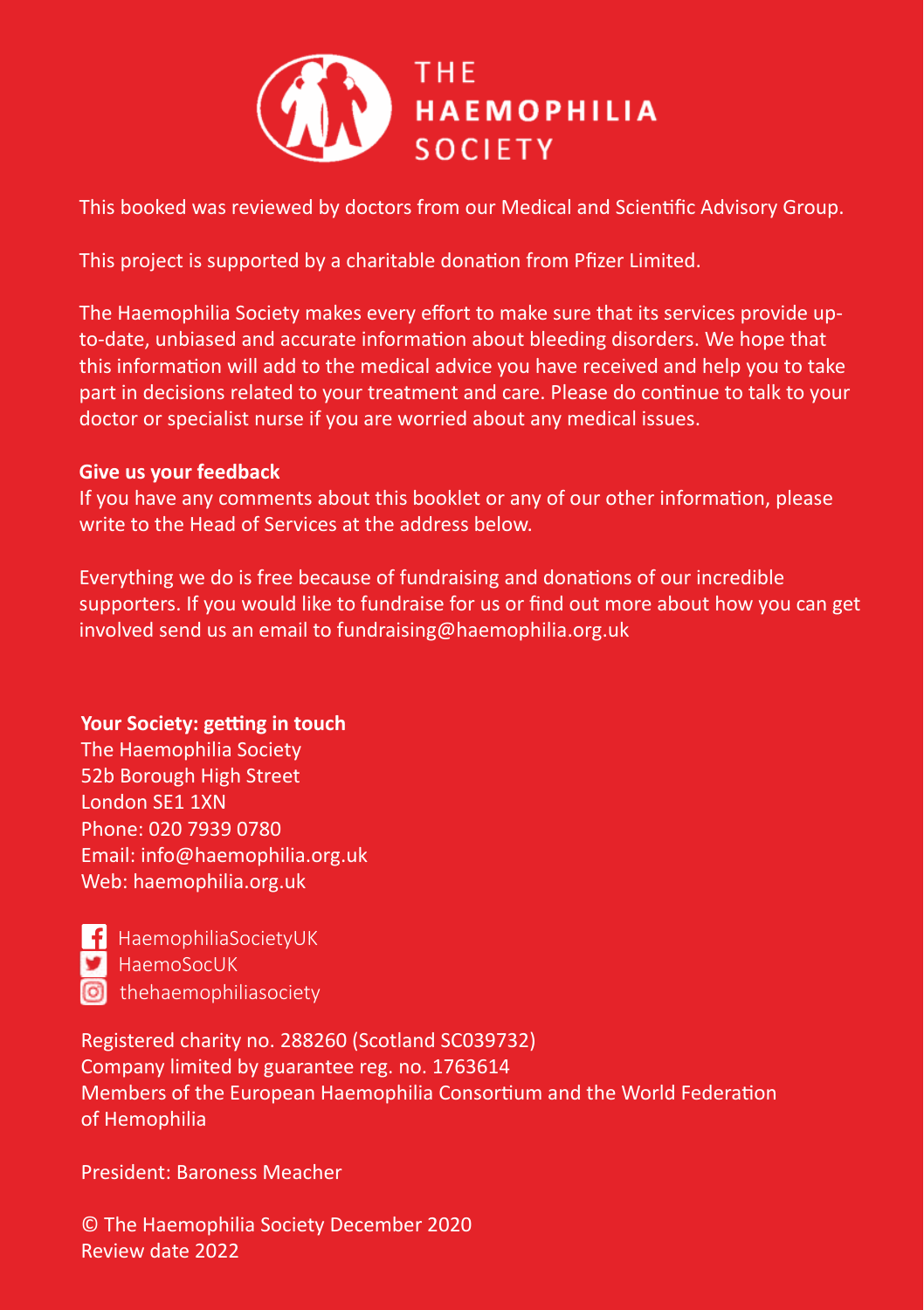THE HAEMOPHILIA SOCIETY

This booked was reviewed by doctors from our Medical and Scientific Advisory Group.

This project is supported by a charitable donation from Pfizer Limited.

The Haemophilia Society makes every effort to make sure that its services provide up-to-date, unbiased and accurate information about bleeding disorders. We hope that this information will add to the medical advice you have received and help you to take part in decisions related to your treatment and care. Please do continue to talk to your doctor or specialist nurse if you are worried about any medical issues.

**Give us your feedback**
If you have any comments about this booklet or any of our other information, please write to the Head of Services at the address below.

Everything we do is free because of fundraising and donations of our incredible supporters. If you would like to fundraise for us or find out more about how you can get involved send us an email to fundraising@haemophilia.org.uk

**Your Society: getting in touch**
The Haemophilia Society
52b Borough High Street
London SE1 1XN
Phone: 020 7939 0780
Email: info@haemophilia.org.uk
Web: haemophilia.org.uk

HaemophiliaSocietyUK
HaemoSocUK
thehaemophiliasociety

Registered charity no. 288260 (Scotland SC039732)
Company limited by guarantee reg. no. 1763614
Members of the European Haemophilia Consortium and the World Federation of Hemophilia

President: Baroness Meacher

© The Haemophilia Society December 2020
Review date 2022